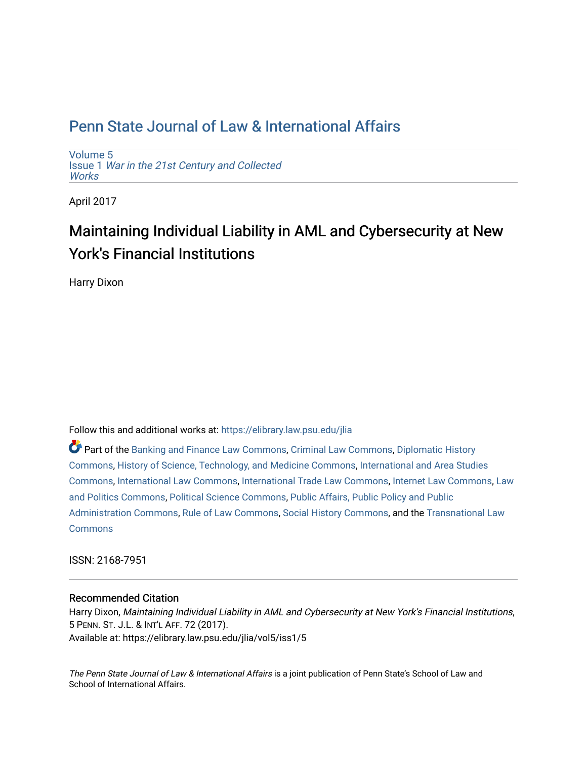# Penn State Journal of Law & International Affairs

Volume 5
Issue 1 *War in the 21st Century and Collected Works*

April 2017

## Maintaining Individual Liability in AML and Cybersecurity at New York's Financial Institutions

Harry Dixon

Follow this and additional works at: https://elibrary.law.psu.edu/jlia

Part of the Banking and Finance Law Commons, Criminal Law Commons, Diplomatic History Commons, History of Science, Technology, and Medicine Commons, International and Area Studies Commons, International Law Commons, International Trade Law Commons, Internet Law Commons, Law and Politics Commons, Political Science Commons, Public Affairs, Public Policy and Public Administration Commons, Rule of Law Commons, Social History Commons, and the Transnational Law Commons

ISSN: 2168-7951

### Recommended Citation

Harry Dixon, *Maintaining Individual Liability in AML and Cybersecurity at New York's Financial Institutions*, 5 PENN. ST. J.L. & INT'L AFF. 72 (2017).
Available at: https://elibrary.law.psu.edu/jlia/vol5/iss1/5

*The Penn State Journal of Law & International Affairs* is a joint publication of Penn State's School of Law and School of International Affairs.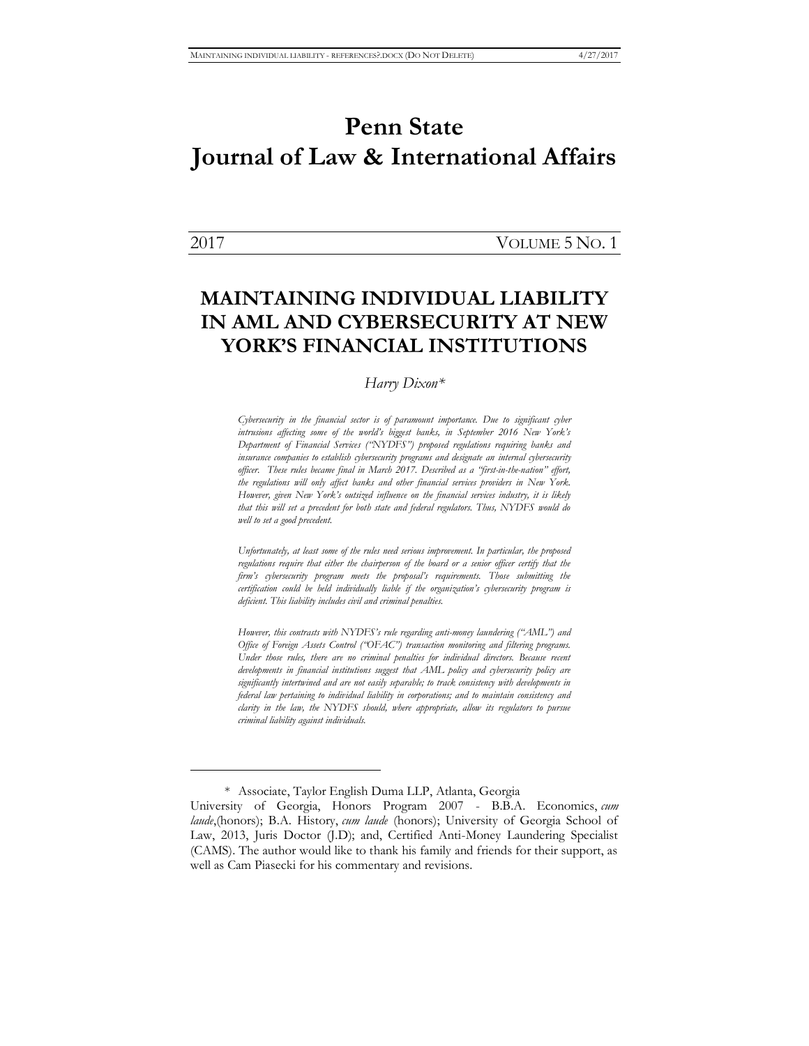# Penn State Journal of Law & International Affairs

2017 VOLUME 5 NO. 1

## MAINTAINING INDIVIDUAL LIABILITY IN AML AND CYBERSECURITY AT NEW YORK'S FINANCIAL INSTITUTIONS

*Harry Dixon**

*Cybersecurity in the financial sector is of paramount importance. Due to significant cyber intrusions affecting some of the world's biggest banks, in September 2016 New York's Department of Financial Services ("NYDFS") proposed regulations requiring banks and insurance companies to establish cybersecurity programs and designate an internal cybersecurity officer. These rules became final in March 2017. Described as a "first-in-the-nation" effort, the regulations will only affect banks and other financial services providers in New York. However, given New York's outsized influence on the financial services industry, it is likely that this will set a precedent for both state and federal regulators. Thus, NYDFS would do well to set a good precedent.*

*Unfortunately, at least some of the rules need serious improvement. In particular, the proposed regulations require that either the chairperson of the board or a senior officer certify that the firm's cybersecurity program meets the proposal's requirements. Those submitting the certification could be held individually liable if the organization's cybersecurity program is deficient. This liability includes civil and criminal penalties.*

*However, this contrasts with NYDFS's rule regarding anti-money laundering ("AML") and Office of Foreign Assets Control ("OFAC") transaction monitoring and filtering programs. Under those rules, there are no criminal penalties for individual directors. Because recent developments in financial institutions suggest that AML policy and cybersecurity policy are significantly intertwined and are not easily separable; to track consistency with developments in federal law pertaining to individual liability in corporations; and to maintain consistency and clarity in the law, the NYDFS should, where appropriate, allow its regulators to pursue criminal liability against individuals.*

---

\* Associate, Taylor English Duma LLP, Atlanta, Georgia
University of Georgia, Honors Program 2007 - B.B.A. Economics, *cum laude*,(honors); B.A. History, *cum laude* (honors); University of Georgia School of Law, 2013, Juris Doctor (J.D); and, Certified Anti-Money Laundering Specialist (CAMS). The author would like to thank his family and friends for their support, as well as Cam Piasecki for his commentary and revisions.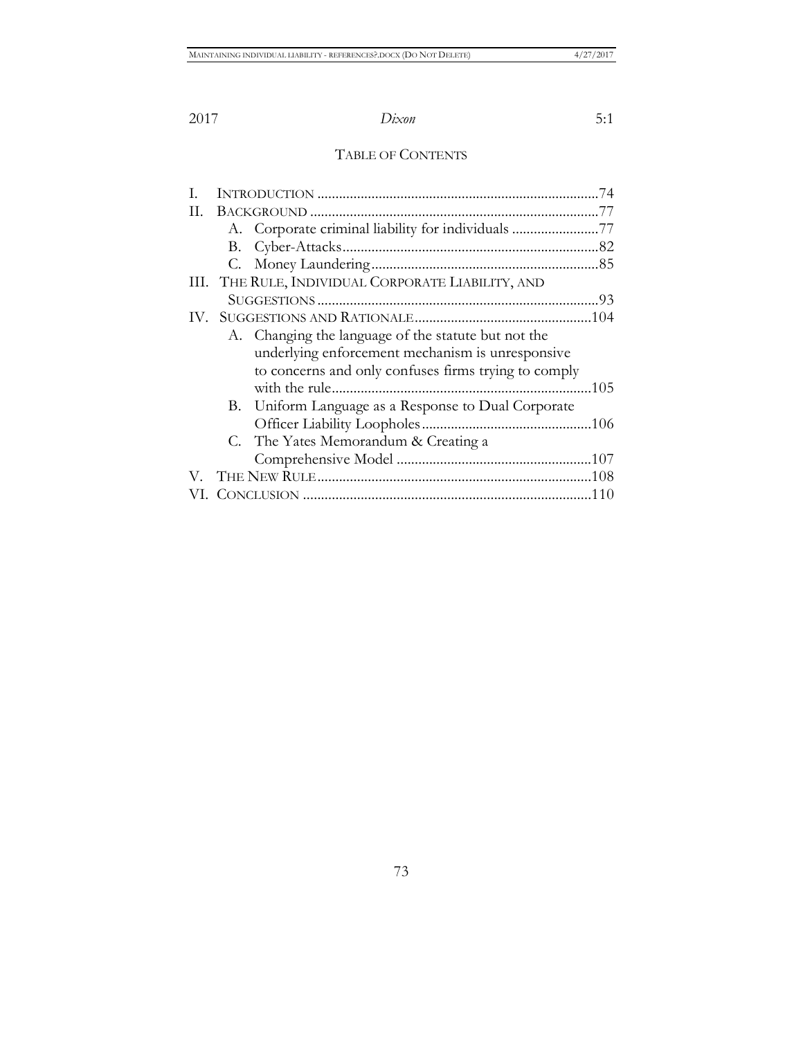## TABLE OF CONTENTS

I. INTRODUCTION ....................................................................................74

II. BACKGROUND ......................................................................................77

  A. Corporate criminal liability for individuals ........................77

  B. Cyber-Attacks.......................................................................82

  C. Money Laundering...............................................................85

III. THE RULE, INDIVIDUAL CORPORATE LIABILITY, AND SUGGESTIONS ..............................................................................93

IV. SUGGESTIONS AND RATIONALE.................................................104

  A. Changing the language of the statute but not the underlying enforcement mechanism is unresponsive to concerns and only confuses firms trying to comply with the rule........................................................................105

  B. Uniform Language as a Response to Dual Corporate Officer Liability Loopholes...............................................106

  C. The Yates Memorandum & Creating a Comprehensive Model ......................................................107

V. THE NEW RULE..................................................................................108

VI. CONCLUSION ....................................................................................110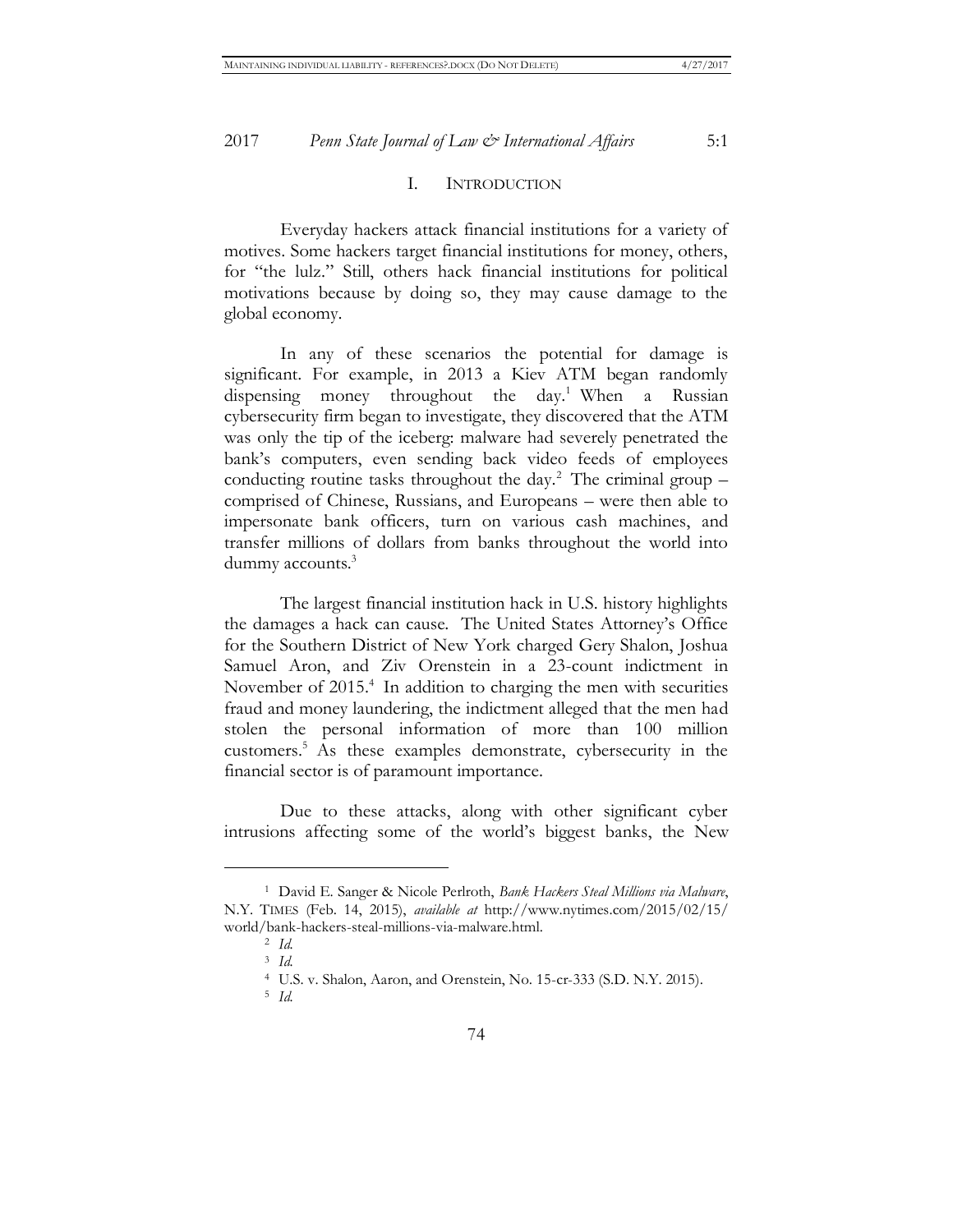## I. Introduction

Everyday hackers attack financial institutions for a variety of motives. Some hackers target financial institutions for money, others, for "the lulz." Still, others hack financial institutions for political motivations because by doing so, they may cause damage to the global economy.

In any of these scenarios the potential for damage is significant. For example, in 2013 a Kiev ATM began randomly dispensing money throughout the day.[1] When a Russian cybersecurity firm began to investigate, they discovered that the ATM was only the tip of the iceberg: malware had severely penetrated the bank's computers, even sending back video feeds of employees conducting routine tasks throughout the day.[2] The criminal group – comprised of Chinese, Russians, and Europeans – were then able to impersonate bank officers, turn on various cash machines, and transfer millions of dollars from banks throughout the world into dummy accounts.[3]

The largest financial institution hack in U.S. history highlights the damages a hack can cause. The United States Attorney's Office for the Southern District of New York charged Gery Shalon, Joshua Samuel Aron, and Ziv Orenstein in a 23-count indictment in November of 2015.[4] In addition to charging the men with securities fraud and money laundering, the indictment alleged that the men had stolen the personal information of more than 100 million customers.[5] As these examples demonstrate, cybersecurity in the financial sector is of paramount importance.

Due to these attacks, along with other significant cyber intrusions affecting some of the world's biggest banks, the New

---

[1] David E. Sanger & Nicole Perlroth, *Bank Hackers Steal Millions via Malware*, N.Y. TIMES (Feb. 14, 2015), *available at* http://www.nytimes.com/2015/02/15/world/bank-hackers-steal-millions-via-malware.html.

[2] *Id.*

[3] *Id.*

[4] U.S. v. Shalon, Aaron, and Orenstein, No. 15-cr-333 (S.D. N.Y. 2015).

[5] *Id.*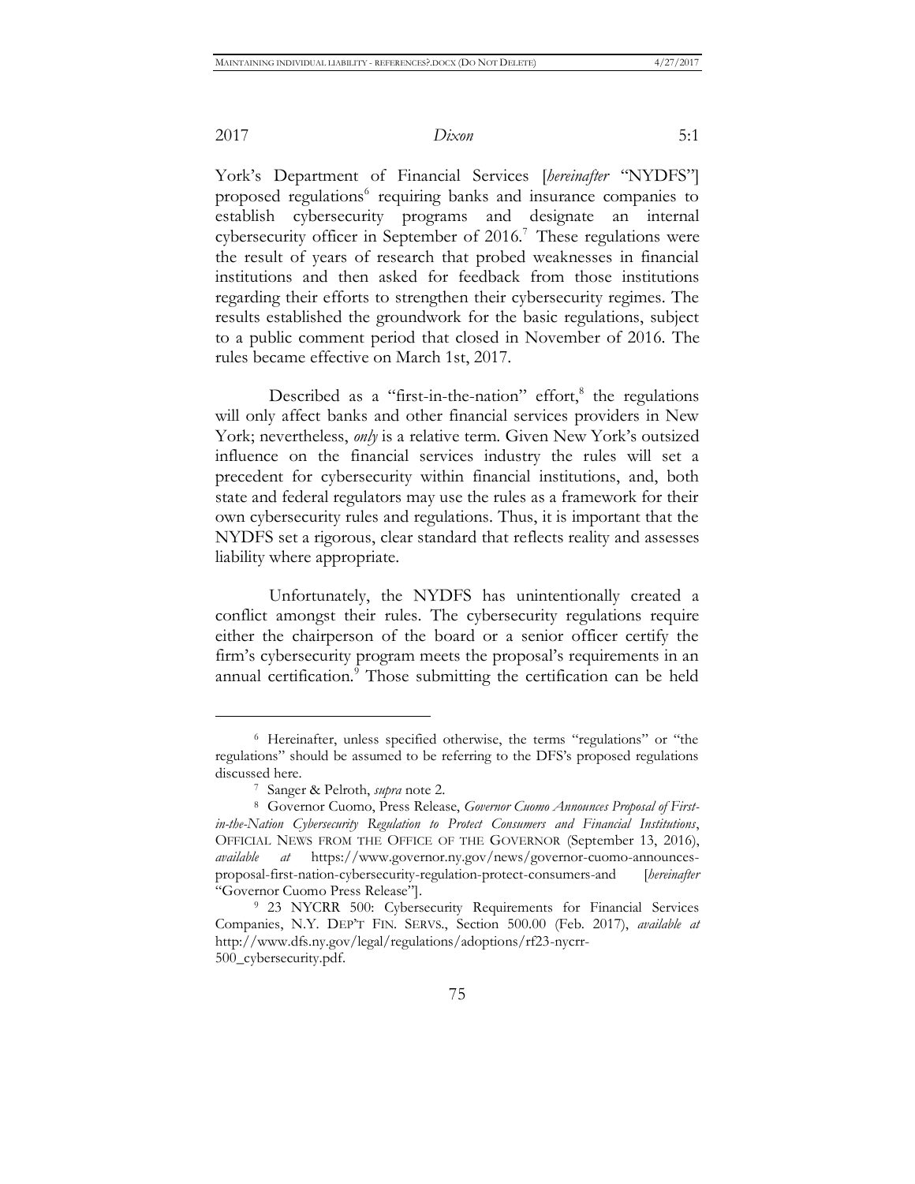York's Department of Financial Services [*hereinafter* "NYDFS"] proposed regulations[6] requiring banks and insurance companies to establish cybersecurity programs and designate an internal cybersecurity officer in September of 2016.[7] These regulations were the result of years of research that probed weaknesses in financial institutions and then asked for feedback from those institutions regarding their efforts to strengthen their cybersecurity regimes. The results established the groundwork for the basic regulations, subject to a public comment period that closed in November of 2016. The rules became effective on March 1st, 2017.

Described as a "first-in-the-nation" effort,[8] the regulations will only affect banks and other financial services providers in New York; nevertheless, *only* is a relative term. Given New York's outsized influence on the financial services industry the rules will set a precedent for cybersecurity within financial institutions, and, both state and federal regulators may use the rules as a framework for their own cybersecurity rules and regulations. Thus, it is important that the NYDFS set a rigorous, clear standard that reflects reality and assesses liability where appropriate.

Unfortunately, the NYDFS has unintentionally created a conflict amongst their rules. The cybersecurity regulations require either the chairperson of the board or a senior officer certify the firm's cybersecurity program meets the proposal's requirements in an annual certification.[9] Those submitting the certification can be held

---

[6] Hereinafter, unless specified otherwise, the terms "regulations" or "the regulations" should be assumed to be referring to the DFS's proposed regulations discussed here.

[7] Sanger & Pelroth, *supra* note 2.

[8] Governor Cuomo, Press Release, *Governor Cuomo Announces Proposal of First-in-the-Nation Cybersecurity Regulation to Protect Consumers and Financial Institutions*, OFFICIAL NEWS FROM THE OFFICE OF THE GOVERNOR (September 13, 2016), *available at* https://www.governor.ny.gov/news/governor-cuomo-announces-proposal-first-nation-cybersecurity-regulation-protect-consumers-and [*hereinafter* "Governor Cuomo Press Release"].

[9] 23 NYCRR 500: Cybersecurity Requirements for Financial Services Companies, N.Y. DEP'T FIN. SERVS., Section 500.00 (Feb. 2017), *available at* http://www.dfs.ny.gov/legal/regulations/adoptions/rf23-nycrr-500_cybersecurity.pdf.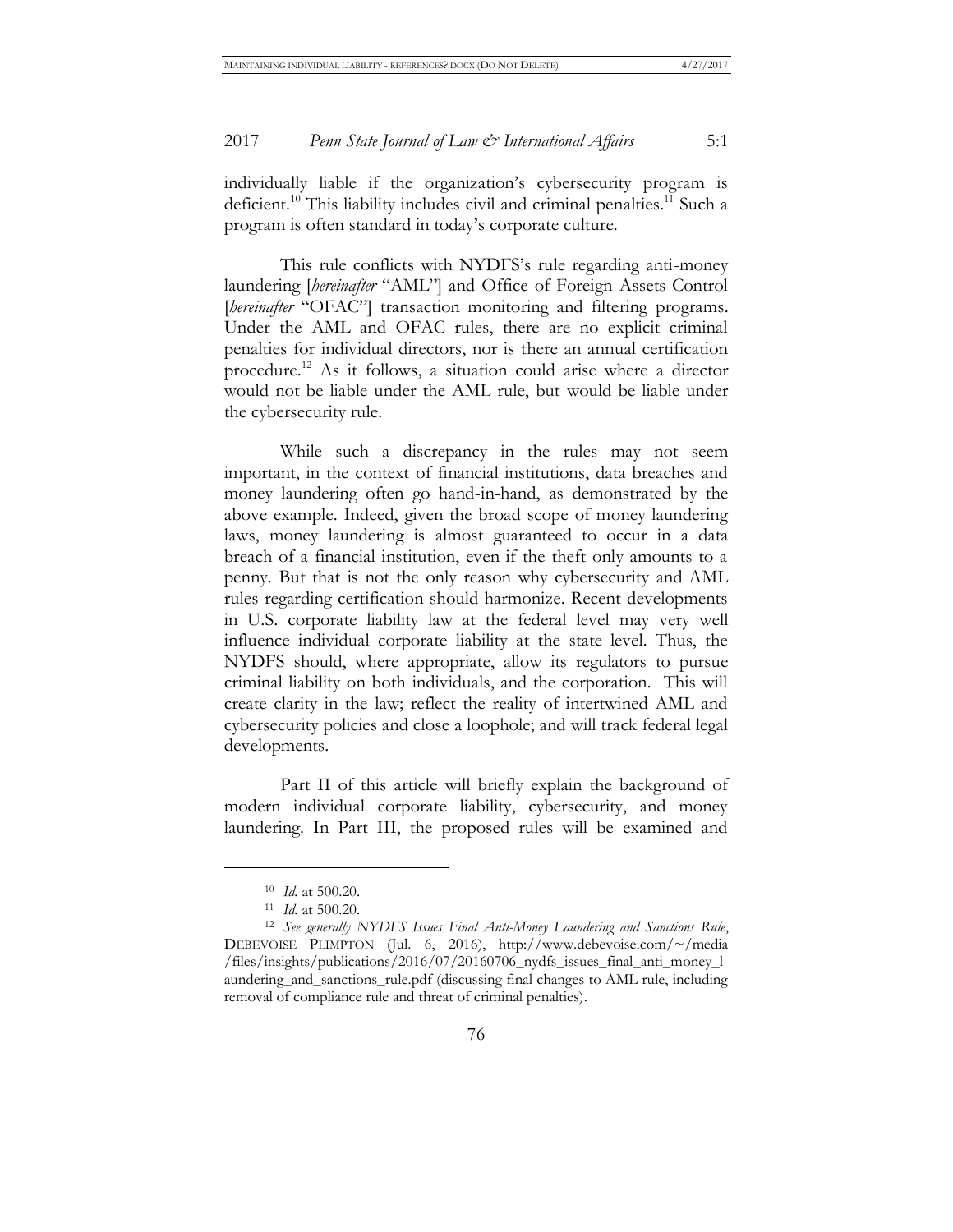individually liable if the organization's cybersecurity program is deficient.[10] This liability includes civil and criminal penalties.[11] Such a program is often standard in today's corporate culture.

This rule conflicts with NYDFS's rule regarding anti-money laundering [*hereinafter* "AML"] and Office of Foreign Assets Control [*hereinafter* "OFAC"] transaction monitoring and filtering programs. Under the AML and OFAC rules, there are no explicit criminal penalties for individual directors, nor is there an annual certification procedure.[12] As it follows, a situation could arise where a director would not be liable under the AML rule, but would be liable under the cybersecurity rule.

While such a discrepancy in the rules may not seem important, in the context of financial institutions, data breaches and money laundering often go hand-in-hand, as demonstrated by the above example. Indeed, given the broad scope of money laundering laws, money laundering is almost guaranteed to occur in a data breach of a financial institution, even if the theft only amounts to a penny. But that is not the only reason why cybersecurity and AML rules regarding certification should harmonize. Recent developments in U.S. corporate liability law at the federal level may very well influence individual corporate liability at the state level. Thus, the NYDFS should, where appropriate, allow its regulators to pursue criminal liability on both individuals, and the corporation. This will create clarity in the law; reflect the reality of intertwined AML and cybersecurity policies and close a loophole; and will track federal legal developments.

Part II of this article will briefly explain the background of modern individual corporate liability, cybersecurity, and money laundering. In Part III, the proposed rules will be examined and

---

[10] *Id.* at 500.20.

[11] *Id.* at 500.20.

[12] *See generally NYDFS Issues Final Anti-Money Laundering and Sanctions Rule*, DEBEVOISE PLIMPTON (Jul. 6, 2016), http://www.debevoise.com/~/media/files/insights/publications/2016/07/20160706_nydfs_issues_final_anti_money_laundering_and_sanctions_rule.pdf (discussing final changes to AML rule, including removal of compliance rule and threat of criminal penalties).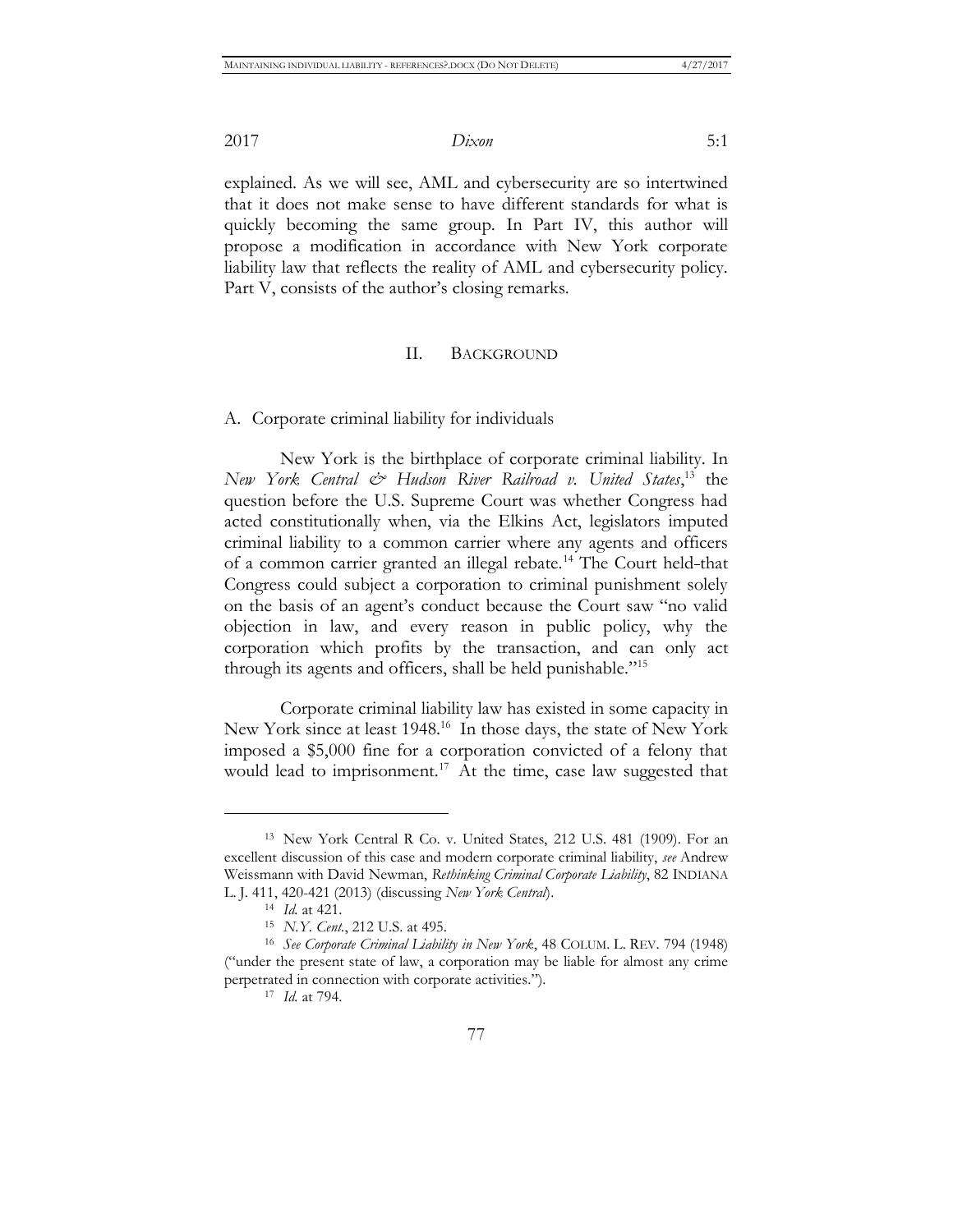explained. As we will see, AML and cybersecurity are so intertwined that it does not make sense to have different standards for what is quickly becoming the same group. In Part IV, this author will propose a modification in accordance with New York corporate liability law that reflects the reality of AML and cybersecurity policy. Part V, consists of the author's closing remarks.

## II. BACKGROUND

### A. Corporate criminal liability for individuals

New York is the birthplace of corporate criminal liability. In *New York Central & Hudson River Railroad v. United States*,[13] the question before the U.S. Supreme Court was whether Congress had acted constitutionally when, via the Elkins Act, legislators imputed criminal liability to a common carrier where any agents and officers of a common carrier granted an illegal rebate.[14] The Court held-that Congress could subject a corporation to criminal punishment solely on the basis of an agent's conduct because the Court saw "no valid objection in law, and every reason in public policy, why the corporation which profits by the transaction, and can only act through its agents and officers, shall be held punishable."[15]

Corporate criminal liability law has existed in some capacity in New York since at least 1948.[16] In those days, the state of New York imposed a $5,000 fine for a corporation convicted of a felony that would lead to imprisonment.[17] At the time, case law suggested that

---

[13] New York Central R Co. v. United States, 212 U.S. 481 (1909). For an excellent discussion of this case and modern corporate criminal liability, *see* Andrew Weissmann with David Newman, *Rethinking Criminal Corporate Liability*, 82 INDIANA L. J. 411, 420-421 (2013) (discussing *New York Central*).

[14] *Id.* at 421.

[15] *N.Y. Cent.*, 212 U.S. at 495.

[16] *See Corporate Criminal Liability in New York*, 48 COLUM. L. REV. 794 (1948) ("under the present state of law, a corporation may be liable for almost any crime perpetrated in connection with corporate activities.").

[17] *Id.* at 794.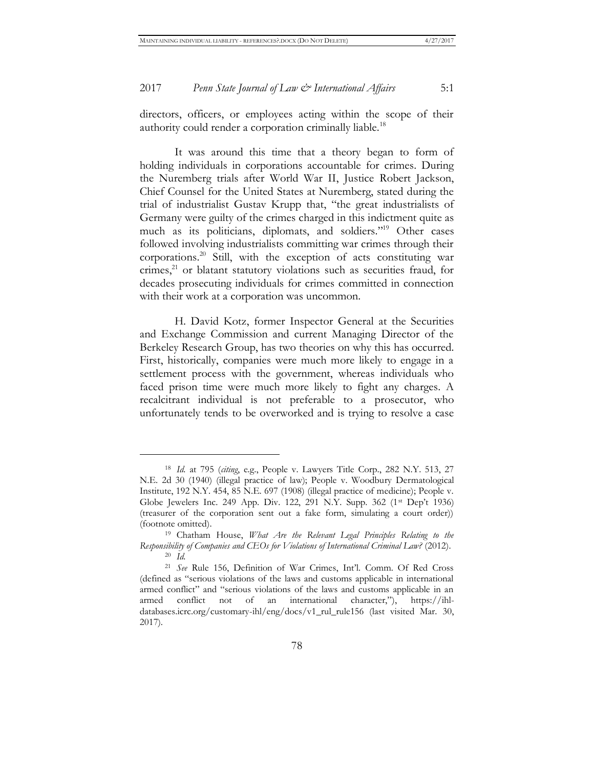directors, officers, or employees acting within the scope of their authority could render a corporation criminally liable.[18]

It was around this time that a theory began to form of holding individuals in corporations accountable for crimes. During the Nuremberg trials after World War II, Justice Robert Jackson, Chief Counsel for the United States at Nuremberg, stated during the trial of industrialist Gustav Krupp that, "the great industrialists of Germany were guilty of the crimes charged in this indictment quite as much as its politicians, diplomats, and soldiers."[19] Other cases followed involving industrialists committing war crimes through their corporations.[20] Still, with the exception of acts constituting war crimes,[21] or blatant statutory violations such as securities fraud, for decades prosecuting individuals for crimes committed in connection with their work at a corporation was uncommon.

H. David Kotz, former Inspector General at the Securities and Exchange Commission and current Managing Director of the Berkeley Research Group, has two theories on why this has occurred. First, historically, companies were much more likely to engage in a settlement process with the government, whereas individuals who faced prison time were much more likely to fight any charges. A recalcitrant individual is not preferable to a prosecutor, who unfortunately tends to be overworked and is trying to resolve a case

---

[18] *Id.* at 795 (*citing*, e.g., People v. Lawyers Title Corp., 282 N.Y. 513, 27 N.E. 2d 30 (1940) (illegal practice of law); People v. Woodbury Dermatological Institute, 192 N.Y. 454, 85 N.E. 697 (1908) (illegal practice of medicine); People v. Globe Jewelers Inc. 249 App. Div. 122, 291 N.Y. Supp. 362 (1st Dep't 1936) (treasurer of the corporation sent out a fake form, simulating a court order)) (footnote omitted).

[19] Chatham House, *What Are the Relevant Legal Principles Relating to the Responsibility of Companies and CEOs for Violations of International Criminal Law?* (2012).

[20] *Id.*

[21] *See* Rule 156, Definition of War Crimes, Int'l. Comm. Of Red Cross (defined as "serious violations of the laws and customs applicable in international armed conflict" and "serious violations of the laws and customs applicable in an armed conflict not of an international character,"), https://ihl-databases.icrc.org/customary-ihl/eng/docs/v1_rul_rule156 (last visited Mar. 30, 2017).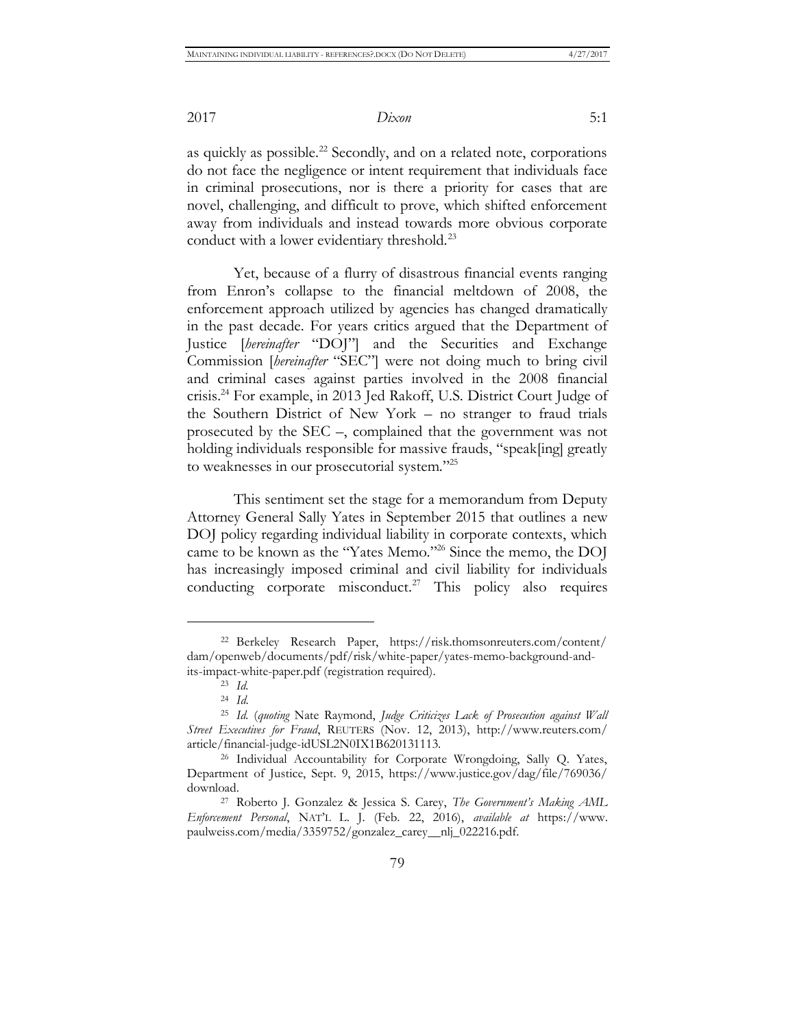as quickly as possible.[22] Secondly, and on a related note, corporations do not face the negligence or intent requirement that individuals face in criminal prosecutions, nor is there a priority for cases that are novel, challenging, and difficult to prove, which shifted enforcement away from individuals and instead towards more obvious corporate conduct with a lower evidentiary threshold.[23]

Yet, because of a flurry of disastrous financial events ranging from Enron's collapse to the financial meltdown of 2008, the enforcement approach utilized by agencies has changed dramatically in the past decade. For years critics argued that the Department of Justice [*hereinafter* "DOJ"] and the Securities and Exchange Commission [*hereinafter* "SEC"] were not doing much to bring civil and criminal cases against parties involved in the 2008 financial crisis.[24] For example, in 2013 Jed Rakoff, U.S. District Court Judge of the Southern District of New York – no stranger to fraud trials prosecuted by the SEC –, complained that the government was not holding individuals responsible for massive frauds, "speak[ing] greatly to weaknesses in our prosecutorial system."[25]

This sentiment set the stage for a memorandum from Deputy Attorney General Sally Yates in September 2015 that outlines a new DOJ policy regarding individual liability in corporate contexts, which came to be known as the "Yates Memo."[26] Since the memo, the DOJ has increasingly imposed criminal and civil liability for individuals conducting corporate misconduct.[27] This policy also requires

---

[22] Berkeley Research Paper, https://risk.thomsonreuters.com/content/dam/openweb/documents/pdf/risk/white-paper/yates-memo-background-and-its-impact-white-paper.pdf (registration required).

[23] *Id.*

[24] *Id.*

[25] *Id.* (*quoting* Nate Raymond, *Judge Criticizes Lack of Prosecution against Wall Street Executives for Fraud*, REUTERS (Nov. 12, 2013), http://www.reuters.com/article/financial-judge-idUSL2N0IX1B620131113.

[26] Individual Accountability for Corporate Wrongdoing, Sally Q. Yates, Department of Justice, Sept. 9, 2015, https://www.justice.gov/dag/file/769036/download.

[27] Roberto J. Gonzalez & Jessica S. Carey, *The Government's Making AML Enforcement Personal*, NAT'L L. J. (Feb. 22, 2016), *available at* https://www.paulweiss.com/media/3359752/gonzalez_carey__nlj_022216.pdf.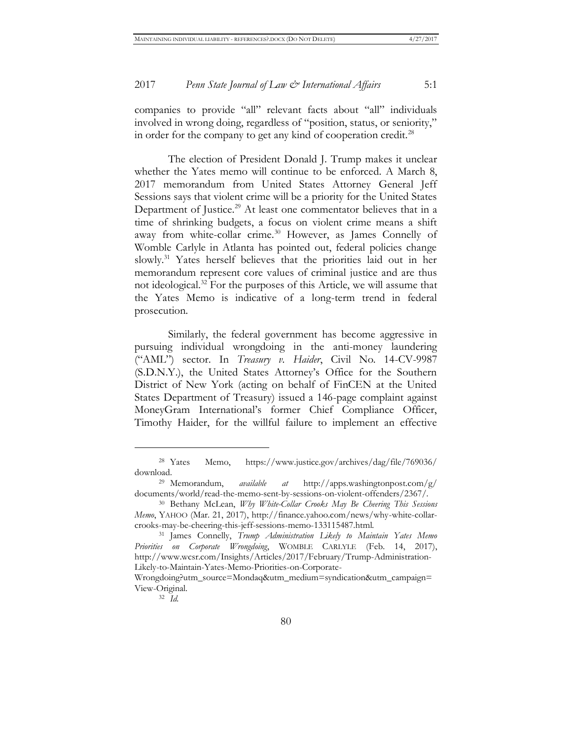companies to provide "all" relevant facts about "all" individuals involved in wrong doing, regardless of "position, status, or seniority," in order for the company to get any kind of cooperation credit.[28]

The election of President Donald J. Trump makes it unclear whether the Yates memo will continue to be enforced. A March 8, 2017 memorandum from United States Attorney General Jeff Sessions says that violent crime will be a priority for the United States Department of Justice.[29] At least one commentator believes that in a time of shrinking budgets, a focus on violent crime means a shift away from white-collar crime.[30] However, as James Connelly of Womble Carlyle in Atlanta has pointed out, federal policies change slowly.[31] Yates herself believes that the priorities laid out in her memorandum represent core values of criminal justice and are thus not ideological.[32] For the purposes of this Article, we will assume that the Yates Memo is indicative of a long-term trend in federal prosecution.

Similarly, the federal government has become aggressive in pursuing individual wrongdoing in the anti-money laundering ("AML") sector. In *Treasury v. Haider*, Civil No. 14-CV-9987 (S.D.N.Y.), the United States Attorney's Office for the Southern District of New York (acting on behalf of FinCEN at the United States Department of Treasury) issued a 146-page complaint against MoneyGram International's former Chief Compliance Officer, Timothy Haider, for the willful failure to implement an effective

---

[28] Yates Memo, https://www.justice.gov/archives/dag/file/769036/download.

[29] Memorandum, *available at* http://apps.washingtonpost.com/g/documents/world/read-the-memo-sent-by-sessions-on-violent-offenders/2367/.

[30] Bethany McLean, *Why White-Collar Crooks May Be Cheering This Sessions Memo*, YAHOO (Mar. 21, 2017), http://finance.yahoo.com/news/why-white-collar-crooks-may-be-cheering-this-jeff-sessions-memo-133115487.html.

[31] James Connelly, *Trump Administration Likely to Maintain Yates Memo Priorities on Corporate Wrongdoing*, WOMBLE CARLYLE (Feb. 14, 2017), http://www.wcsr.com/Insights/Articles/2017/February/Trump-Administration-Likely-to-Maintain-Yates-Memo-Priorities-on-Corporate-Wrongdoing?utm_source=Mondaq&utm_medium=syndication&utm_campaign=View-Original.

[32] *Id.*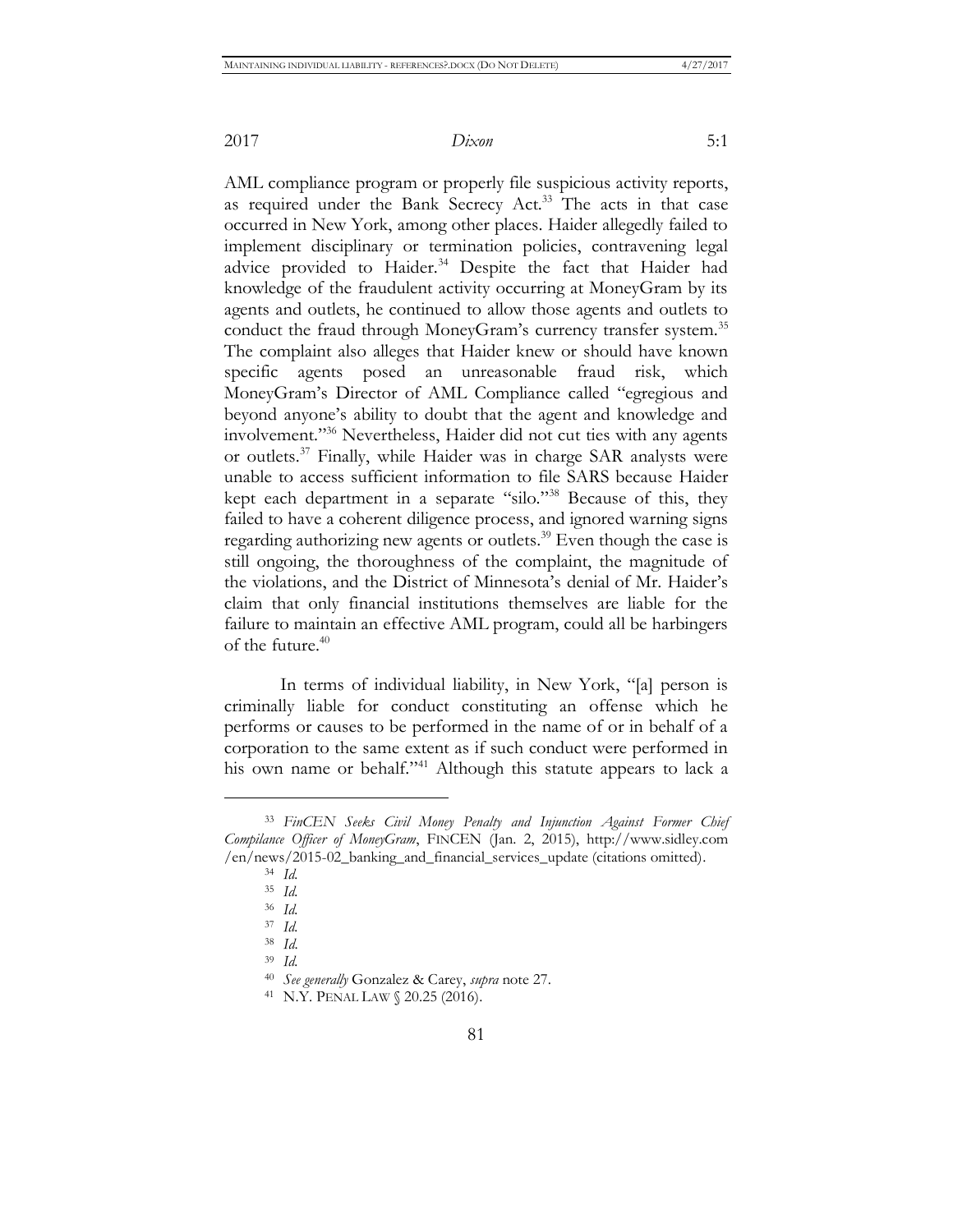AML compliance program or properly file suspicious activity reports, as required under the Bank Secrecy Act.[33] The acts in that case occurred in New York, among other places. Haider allegedly failed to implement disciplinary or termination policies, contravening legal advice provided to Haider.[34] Despite the fact that Haider had knowledge of the fraudulent activity occurring at MoneyGram by its agents and outlets, he continued to allow those agents and outlets to conduct the fraud through MoneyGram's currency transfer system.[35] The complaint also alleges that Haider knew or should have known specific agents posed an unreasonable fraud risk, which MoneyGram's Director of AML Compliance called "egregious and beyond anyone's ability to doubt that the agent and knowledge and involvement."[36] Nevertheless, Haider did not cut ties with any agents or outlets.[37] Finally, while Haider was in charge SAR analysts were unable to access sufficient information to file SARS because Haider kept each department in a separate "silo."[38] Because of this, they failed to have a coherent diligence process, and ignored warning signs regarding authorizing new agents or outlets.[39] Even though the case is still ongoing, the thoroughness of the complaint, the magnitude of the violations, and the District of Minnesota's denial of Mr. Haider's claim that only financial institutions themselves are liable for the failure to maintain an effective AML program, could all be harbingers of the future.[40]

In terms of individual liability, in New York, "[a] person is criminally liable for conduct constituting an offense which he performs or causes to be performed in the name of or in behalf of a corporation to the same extent as if such conduct were performed in his own name or behalf."[41] Although this statute appears to lack a

---

[33] *FinCEN Seeks Civil Money Penalty and Injunction Against Former Chief Compilance Officer of MoneyGram*, FINCEN (Jan. 2, 2015), http://www.sidley.com/en/news/2015-02_banking_and_financial_services_update (citations omitted).

[34] *Id.*

[35] *Id.*

[36] *Id.*

[37] *Id.*

[38] *Id.*

[39] *Id.*

[40] *See generally* Gonzalez & Carey, *supra* note 27.

[41] N.Y. PENAL LAW § 20.25 (2016).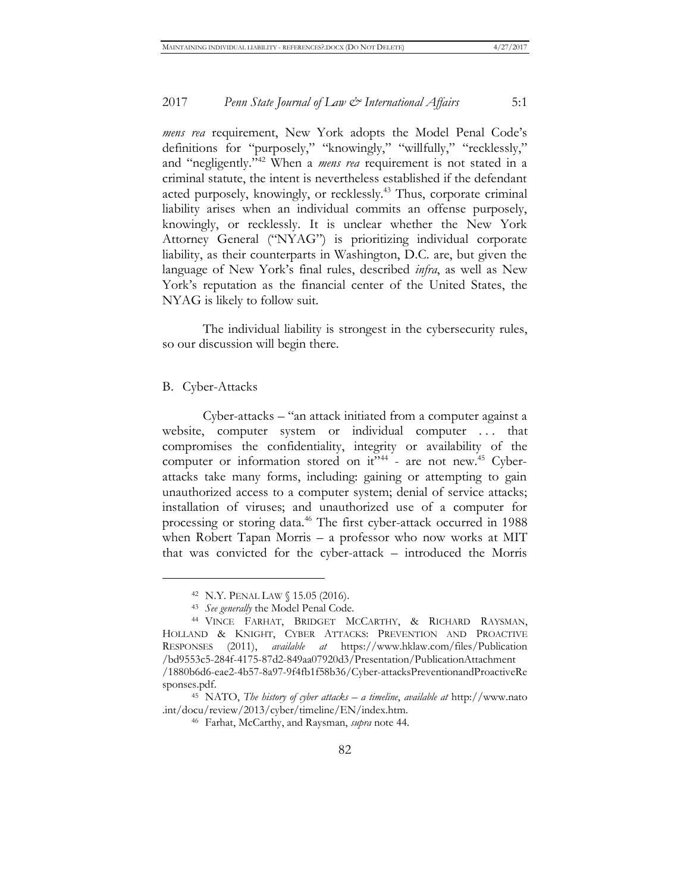*mens rea* requirement, New York adopts the Model Penal Code's definitions for "purposely," "knowingly," "willfully," "recklessly," and "negligently."[42] When a *mens rea* requirement is not stated in a criminal statute, the intent is nevertheless established if the defendant acted purposely, knowingly, or recklessly.[43] Thus, corporate criminal liability arises when an individual commits an offense purposely, knowingly, or recklessly. It is unclear whether the New York Attorney General ("NYAG") is prioritizing individual corporate liability, as their counterparts in Washington, D.C. are, but given the language of New York's final rules, described *infra*, as well as New York's reputation as the financial center of the United States, the NYAG is likely to follow suit.

The individual liability is strongest in the cybersecurity rules, so our discussion will begin there.

## B. Cyber-Attacks

Cyber-attacks – "an attack initiated from a computer against a website, computer system or individual computer . . . that compromises the confidentiality, integrity or availability of the computer or information stored on it"[44] - are not new.[45] Cyber-attacks take many forms, including: gaining or attempting to gain unauthorized access to a computer system; denial of service attacks; installation of viruses; and unauthorized use of a computer for processing or storing data.[46] The first cyber-attack occurred in 1988 when Robert Tapan Morris – a professor who now works at MIT that was convicted for the cyber-attack – introduced the Morris

---

[42] N.Y. PENAL LAW § 15.05 (2016).

[43] *See generally* the Model Penal Code.

[44] VINCE FARHAT, BRIDGET MCCARTHY, & RICHARD RAYSMAN, HOLLAND & KNIGHT, CYBER ATTACKS: PREVENTION AND PROACTIVE RESPONSES (2011), *available at* https://www.hklaw.com/files/Publication/bd9553c5-284f-4175-87d2-849aa07920d3/Presentation/PublicationAttachment/1880b6d6-eae2-4b57-8a97-9f4fb1f58b36/Cyber-attacksPreventionandProactiveResponses.pdf.

[45] NATO, *The history of cyber attacks – a timeline*, *available at* http://www.nato.int/docu/review/2013/cyber/timeline/EN/index.htm.

[46] Farhat, McCarthy, and Raysman, *supra* note 44.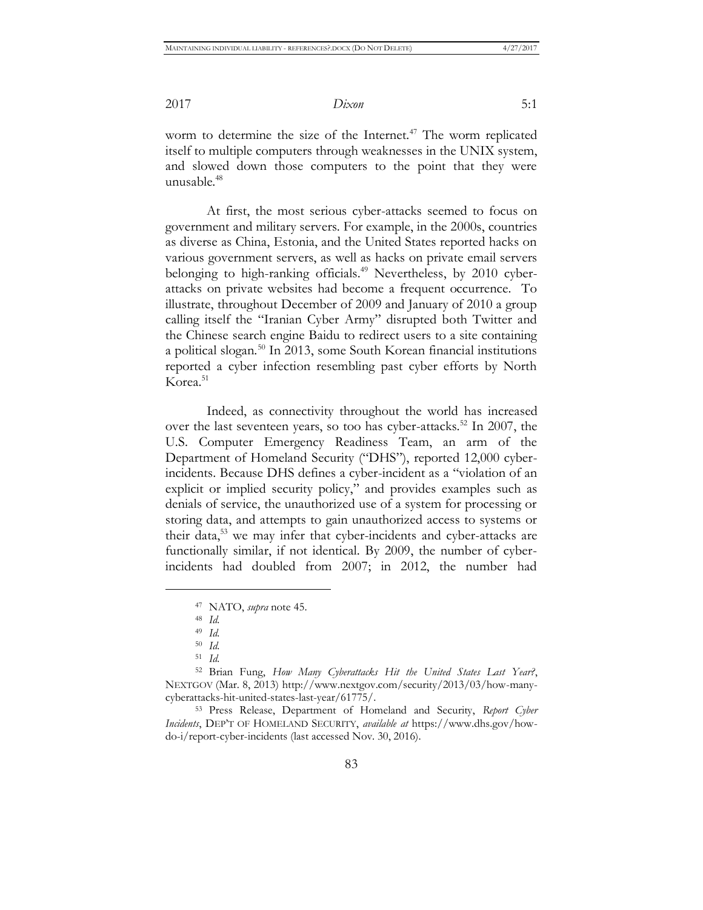worm to determine the size of the Internet.[47] The worm replicated itself to multiple computers through weaknesses in the UNIX system, and slowed down those computers to the point that they were unusable.[48]

At first, the most serious cyber-attacks seemed to focus on government and military servers. For example, in the 2000s, countries as diverse as China, Estonia, and the United States reported hacks on various government servers, as well as hacks on private email servers belonging to high-ranking officials.[49] Nevertheless, by 2010 cyber-attacks on private websites had become a frequent occurrence. To illustrate, throughout December of 2009 and January of 2010 a group calling itself the "Iranian Cyber Army" disrupted both Twitter and the Chinese search engine Baidu to redirect users to a site containing a political slogan.[50] In 2013, some South Korean financial institutions reported a cyber infection resembling past cyber efforts by North Korea.[51]

Indeed, as connectivity throughout the world has increased over the last seventeen years, so too has cyber-attacks.[52] In 2007, the U.S. Computer Emergency Readiness Team, an arm of the Department of Homeland Security ("DHS"), reported 12,000 cyber-incidents. Because DHS defines a cyber-incident as a "violation of an explicit or implied security policy," and provides examples such as denials of service, the unauthorized use of a system for processing or storing data, and attempts to gain unauthorized access to systems or their data,[53] we may infer that cyber-incidents and cyber-attacks are functionally similar, if not identical. By 2009, the number of cyber-incidents had doubled from 2007; in 2012, the number had

---

[47] NATO, *supra* note 45.

[48] *Id.*

[49] *Id.*

[50] *Id.*

[51] *Id.*

[52] Brian Fung, *How Many Cyberattacks Hit the United States Last Year?*, NEXTGOV (Mar. 8, 2013) http://www.nextgov.com/security/2013/03/how-many-cyberattacks-hit-united-states-last-year/61775/.

[53] Press Release, Department of Homeland and Security, *Report Cyber Incidents*, DEP'T OF HOMELAND SECURITY, *available at* https://www.dhs.gov/how-do-i/report-cyber-incidents (last accessed Nov. 30, 2016).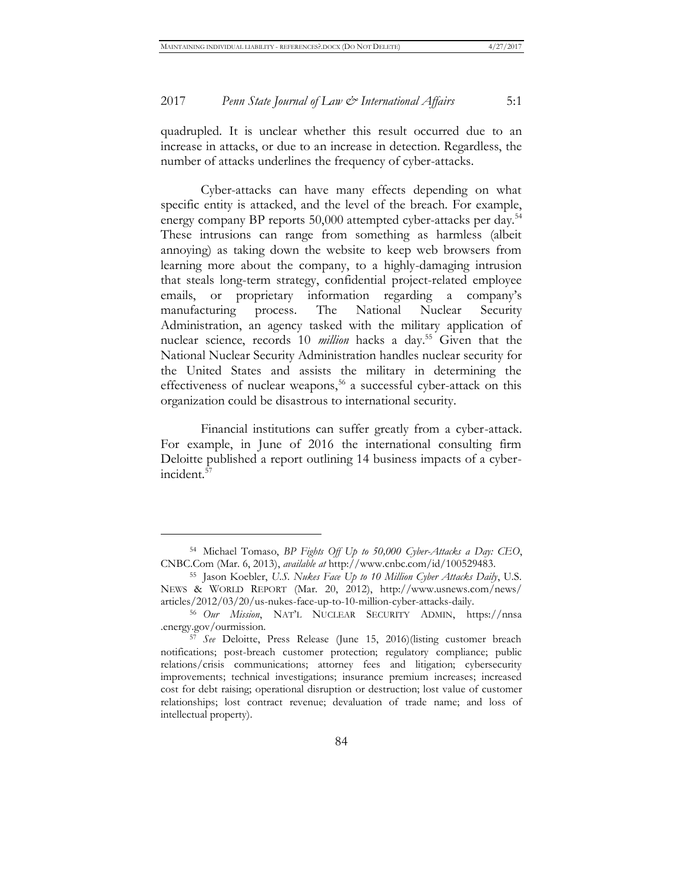quadrupled. It is unclear whether this result occurred due to an increase in attacks, or due to an increase in detection. Regardless, the number of attacks underlines the frequency of cyber-attacks.

Cyber-attacks can have many effects depending on what specific entity is attacked, and the level of the breach. For example, energy company BP reports 50,000 attempted cyber-attacks per day.[54] These intrusions can range from something as harmless (albeit annoying) as taking down the website to keep web browsers from learning more about the company, to a highly-damaging intrusion that steals long-term strategy, confidential project-related employee emails, or proprietary information regarding a company's manufacturing process. The National Nuclear Security Administration, an agency tasked with the military application of nuclear science, records 10 *million* hacks a day.[55] Given that the National Nuclear Security Administration handles nuclear security for the United States and assists the military in determining the effectiveness of nuclear weapons,[56] a successful cyber-attack on this organization could be disastrous to international security.

Financial institutions can suffer greatly from a cyber-attack. For example, in June of 2016 the international consulting firm Deloitte published a report outlining 14 business impacts of a cyber-incident.[57]

---

[54] Michael Tomaso, *BP Fights Off Up to 50,000 Cyber-Attacks a Day: CEO*, CNBC.Com (Mar. 6, 2013), *available at* http://www.cnbc.com/id/100529483.

[55] Jason Koebler, *U.S. Nukes Face Up to 10 Million Cyber Attacks Daily*, U.S. NEWS & WORLD REPORT (Mar. 20, 2012), http://www.usnews.com/news/articles/2012/03/20/us-nukes-face-up-to-10-million-cyber-attacks-daily.

[56] *Our Mission*, NAT'L NUCLEAR SECURITY ADMIN, https://nnsa.energy.gov/ourmission.

[57] *See* Deloitte, Press Release (June 15, 2016)(listing customer breach notifications; post-breach customer protection; regulatory compliance; public relations/crisis communications; attorney fees and litigation; cybersecurity improvements; technical investigations; insurance premium increases; increased cost for debt raising; operational disruption or destruction; lost value of customer relationships; lost contract revenue; devaluation of trade name; and loss of intellectual property).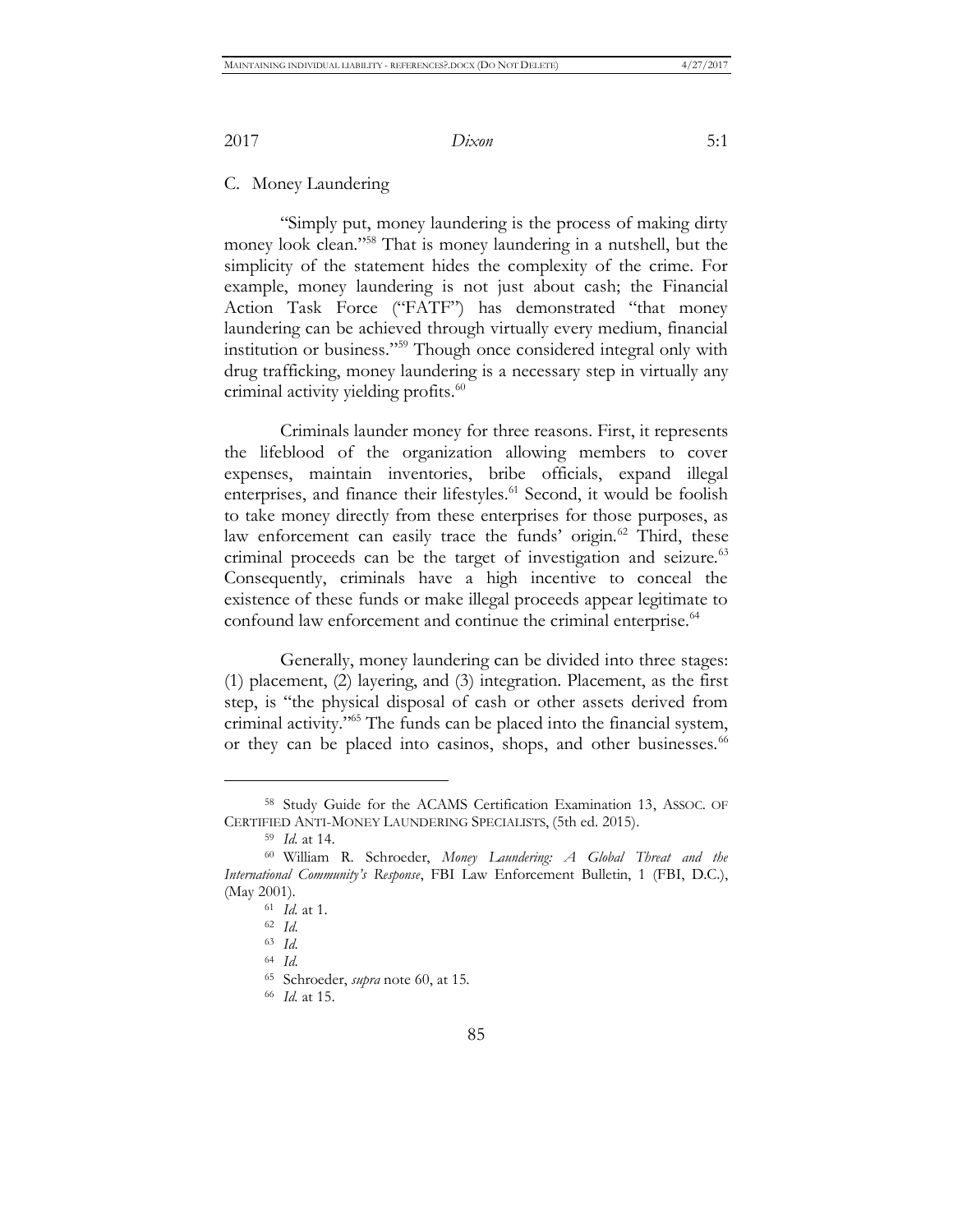## C. Money Laundering

"Simply put, money laundering is the process of making dirty money look clean."[58] That is money laundering in a nutshell, but the simplicity of the statement hides the complexity of the crime. For example, money laundering is not just about cash; the Financial Action Task Force ("FATF") has demonstrated "that money laundering can be achieved through virtually every medium, financial institution or business."[59] Though once considered integral only with drug trafficking, money laundering is a necessary step in virtually any criminal activity yielding profits.[60]

Criminals launder money for three reasons. First, it represents the lifeblood of the organization allowing members to cover expenses, maintain inventories, bribe officials, expand illegal enterprises, and finance their lifestyles.[61] Second, it would be foolish to take money directly from these enterprises for those purposes, as law enforcement can easily trace the funds' origin.[62] Third, these criminal proceeds can be the target of investigation and seizure.[63] Consequently, criminals have a high incentive to conceal the existence of these funds or make illegal proceeds appear legitimate to confound law enforcement and continue the criminal enterprise.[64]

Generally, money laundering can be divided into three stages: (1) placement, (2) layering, and (3) integration. Placement, as the first step, is "the physical disposal of cash or other assets derived from criminal activity."[65] The funds can be placed into the financial system, or they can be placed into casinos, shops, and other businesses.[66]

---

[58] Study Guide for the ACAMS Certification Examination 13, ASSOC. OF CERTIFIED ANTI-MONEY LAUNDERING SPECIALISTS, (5th ed. 2015).

[59] *Id.* at 14.

[60] William R. Schroeder, *Money Laundering: A Global Threat and the International Community's Response*, FBI Law Enforcement Bulletin, 1 (FBI, D.C.), (May 2001).

[61] *Id.* at 1.

[62] *Id.*

[63] *Id.*

[64] *Id.*

[65] Schroeder, *supra* note 60, at 15.

[66] *Id.* at 15.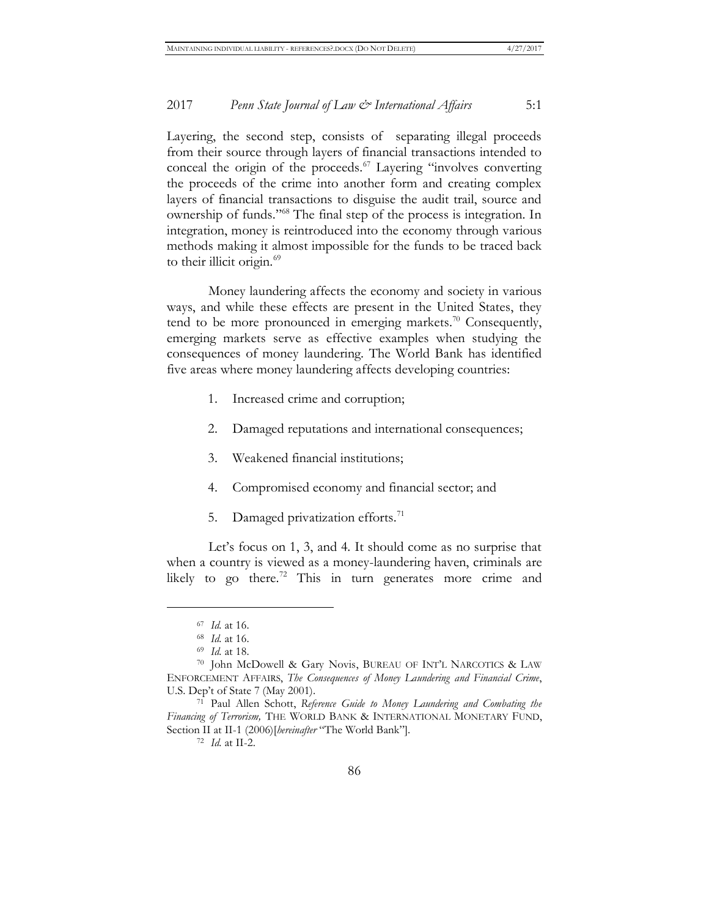Layering, the second step, consists of separating illegal proceeds from their source through layers of financial transactions intended to conceal the origin of the proceeds.[67] Layering "involves converting the proceeds of the crime into another form and creating complex layers of financial transactions to disguise the audit trail, source and ownership of funds."[68] The final step of the process is integration. In integration, money is reintroduced into the economy through various methods making it almost impossible for the funds to be traced back to their illicit origin.[69]

Money laundering affects the economy and society in various ways, and while these effects are present in the United States, they tend to be more pronounced in emerging markets.[70] Consequently, emerging markets serve as effective examples when studying the consequences of money laundering. The World Bank has identified five areas where money laundering affects developing countries:

1. Increased crime and corruption;
2. Damaged reputations and international consequences;
3. Weakened financial institutions;
4. Compromised economy and financial sector; and
5. Damaged privatization efforts.[71]

Let's focus on 1, 3, and 4. It should come as no surprise that when a country is viewed as a money-laundering haven, criminals are likely to go there.[72] This in turn generates more crime and

---

[67] *Id.* at 16.

[68] *Id.* at 16.

[69] *Id.* at 18.

[70] John McDowell & Gary Novis, BUREAU OF INT'L NARCOTICS & LAW ENFORCEMENT AFFAIRS, *The Consequences of Money Laundering and Financial Crime*, U.S. Dep't of State 7 (May 2001).

[71] Paul Allen Schott, *Reference Guide to Money Laundering and Combating the Financing of Terrorism,* THE WORLD BANK & INTERNATIONAL MONETARY FUND, Section II at II-1 (2006)[*hereinafter* "The World Bank"].

[72] *Id.* at II-2.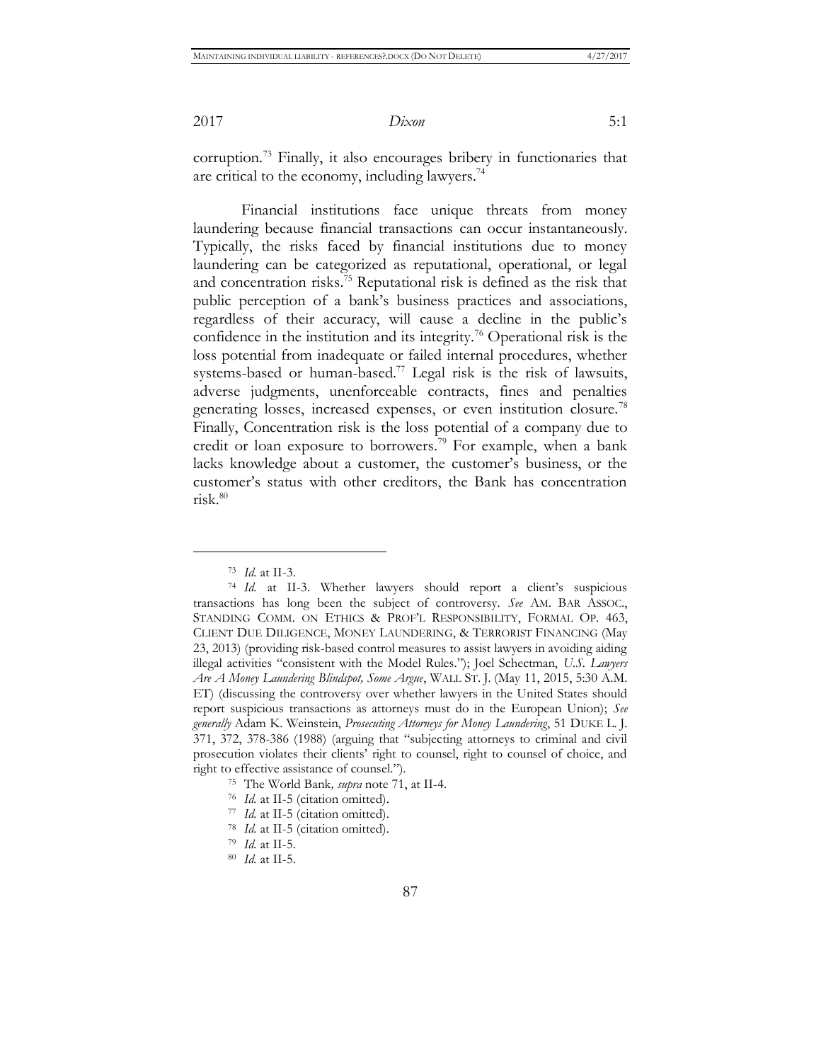corruption.[73] Finally, it also encourages bribery in functionaries that are critical to the economy, including lawyers.[74]

Financial institutions face unique threats from money laundering because financial transactions can occur instantaneously. Typically, the risks faced by financial institutions due to money laundering can be categorized as reputational, operational, or legal and concentration risks.[75] Reputational risk is defined as the risk that public perception of a bank's business practices and associations, regardless of their accuracy, will cause a decline in the public's confidence in the institution and its integrity.[76] Operational risk is the loss potential from inadequate or failed internal procedures, whether systems-based or human-based.[77] Legal risk is the risk of lawsuits, adverse judgments, unenforceable contracts, fines and penalties generating losses, increased expenses, or even institution closure.[78] Finally, Concentration risk is the loss potential of a company due to credit or loan exposure to borrowers.[79] For example, when a bank lacks knowledge about a customer, the customer's business, or the customer's status with other creditors, the Bank has concentration risk.[80]

---

[73] *Id.* at II-3.

[74] *Id.* at II-3. Whether lawyers should report a client's suspicious transactions has long been the subject of controversy. *See* AM. BAR ASSOC., STANDING COMM. ON ETHICS & PROF'L RESPONSIBILITY, FORMAL OP. 463, CLIENT DUE DILIGENCE, MONEY LAUNDERING, & TERRORIST FINANCING (May 23, 2013) (providing risk-based control measures to assist lawyers in avoiding aiding illegal activities "consistent with the Model Rules."); Joel Schectman, *U.S. Lawyers Are A Money Laundering Blindspot, Some Argue*, WALL ST. J. (May 11, 2015, 5:30 A.M. ET) (discussing the controversy over whether lawyers in the United States should report suspicious transactions as attorneys must do in the European Union); *See generally* Adam K. Weinstein, *Prosecuting Attorneys for Money Laundering*, 51 DUKE L. J. 371, 372, 378-386 (1988) (arguing that "subjecting attorneys to criminal and civil prosecution violates their clients' right to counsel, right to counsel of choice, and right to effective assistance of counsel.").

[75] The World Bank*, supra* note 71, at II-4.

[76] *Id.* at II-5 (citation omitted).

[77] *Id.* at II-5 (citation omitted).

[78] *Id.* at II-5 (citation omitted).

[79] *Id.* at II-5.

[80] *Id.* at II-5.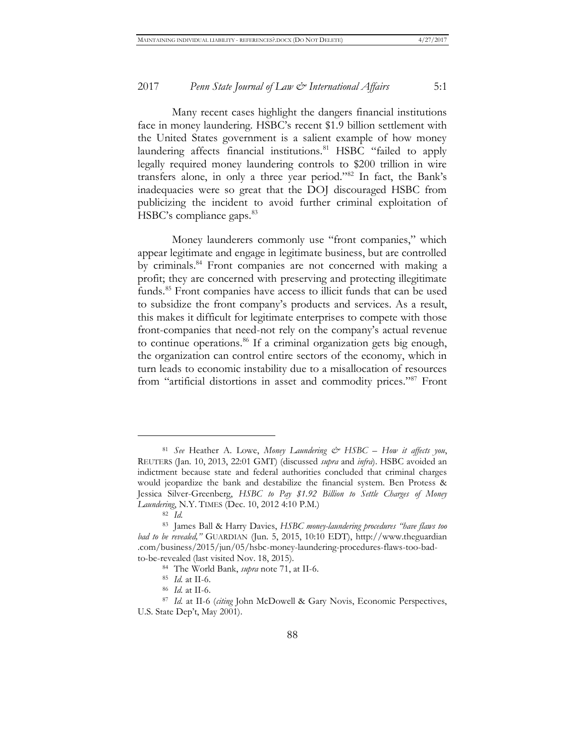Many recent cases highlight the dangers financial institutions face in money laundering. HSBC's recent $1.9 billion settlement with the United States government is a salient example of how money laundering affects financial institutions.[81] HSBC "failed to apply legally required money laundering controls to $200 trillion in wire transfers alone, in only a three year period."[82] In fact, the Bank's inadequacies were so great that the DOJ discouraged HSBC from publicizing the incident to avoid further criminal exploitation of HSBC's compliance gaps.[83]

Money launderers commonly use "front companies," which appear legitimate and engage in legitimate business, but are controlled by criminals.[84] Front companies are not concerned with making a profit; they are concerned with preserving and protecting illegitimate funds.[85] Front companies have access to illicit funds that can be used to subsidize the front company's products and services. As a result, this makes it difficult for legitimate enterprises to compete with those front-companies that need-not rely on the company's actual revenue to continue operations.[86] If a criminal organization gets big enough, the organization can control entire sectors of the economy, which in turn leads to economic instability due to a misallocation of resources from "artificial distortions in asset and commodity prices."[87] Front

---

[81] *See* Heather A. Lowe, *Money Laundering & HSBC – How it affects you*, REUTERS (Jan. 10, 2013, 22:01 GMT) (discussed *supra* and *infra*). HSBC avoided an indictment because state and federal authorities concluded that criminal charges would jeopardize the bank and destabilize the financial system. Ben Protess & Jessica Silver-Greenberg, *HSBC to Pay $1.92 Billion to Settle Charges of Money Laundering*, N.Y. TIMES (Dec. 10, 2012 4:10 P.M.)

[82] *Id.*

[83] James Ball & Harry Davies, *HSBC money-laundering procedures "have flaws too bad to be revealed,"* GUARDIAN (Jun. 5, 2015, 10:10 EDT), http://www.theguardian.com/business/2015/jun/05/hsbc-money-laundering-procedures-flaws-too-bad-to-be-revealed (last visited Nov. 18, 2015).

[84] The World Bank, *supra* note 71, at II-6.

[85] *Id.* at II-6.

[86] *Id.* at II-6.

[87] *Id.* at II-6 (*citing* John McDowell & Gary Novis, Economic Perspectives, U.S. State Dep't, May 2001).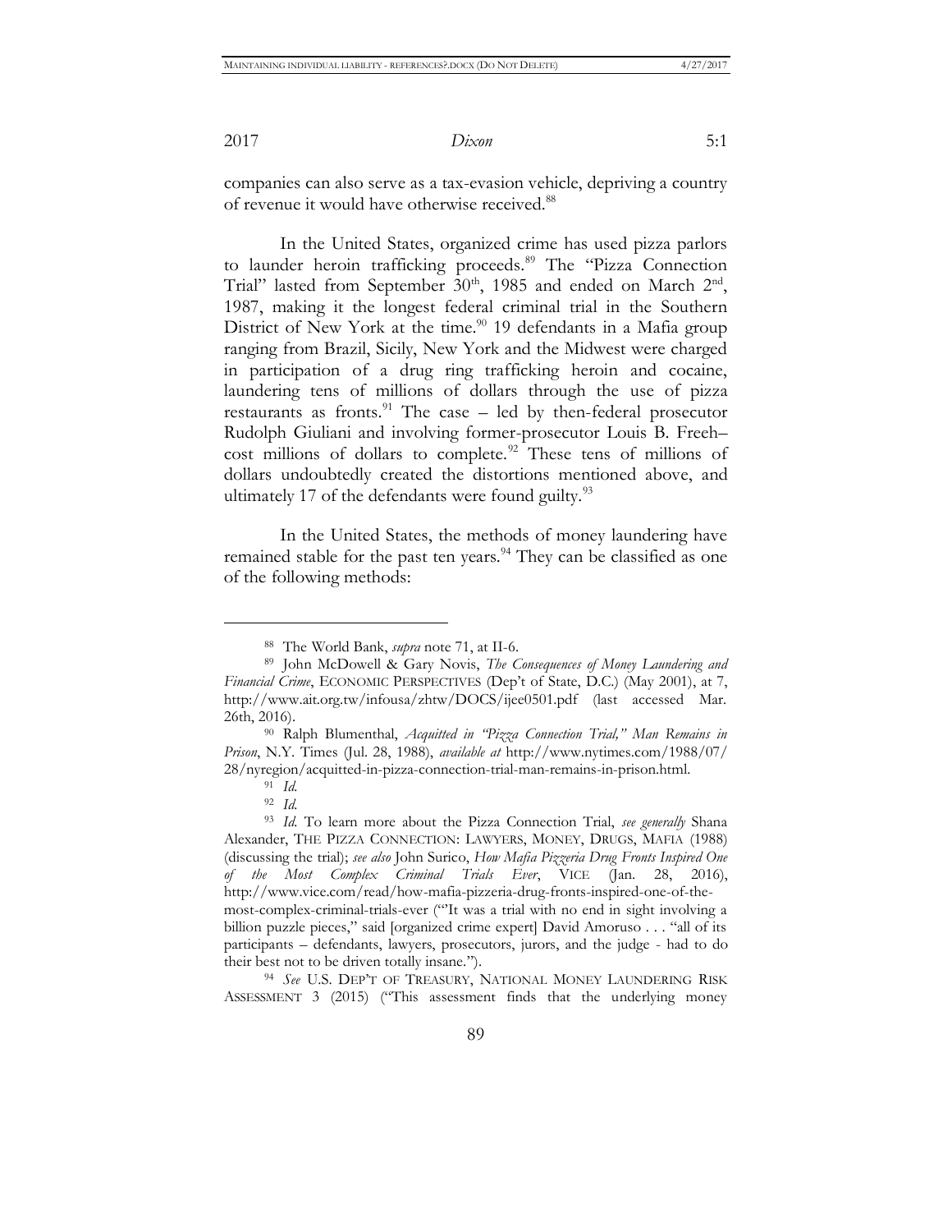companies can also serve as a tax-evasion vehicle, depriving a country of revenue it would have otherwise received.[88]

In the United States, organized crime has used pizza parlors to launder heroin trafficking proceeds.[89] The "Pizza Connection Trial" lasted from September 30th, 1985 and ended on March 2nd, 1987, making it the longest federal criminal trial in the Southern District of New York at the time.[90] 19 defendants in a Mafia group ranging from Brazil, Sicily, New York and the Midwest were charged in participation of a drug ring trafficking heroin and cocaine, laundering tens of millions of dollars through the use of pizza restaurants as fronts.[91] The case – led by then-federal prosecutor Rudolph Giuliani and involving former-prosecutor Louis B. Freeh– cost millions of dollars to complete.[92] These tens of millions of dollars undoubtedly created the distortions mentioned above, and ultimately 17 of the defendants were found guilty.[93]

In the United States, the methods of money laundering have remained stable for the past ten years.[94] They can be classified as one of the following methods:

---

[88] The World Bank, *supra* note 71, at II-6.

[89] John McDowell & Gary Novis, *The Consequences of Money Laundering and Financial Crime*, ECONOMIC PERSPECTIVES (Dep't of State, D.C.) (May 2001), at 7, http://www.ait.org.tw/infousa/zhtw/DOCS/ijee0501.pdf (last accessed Mar. 26th, 2016).

[90] Ralph Blumenthal, *Acquitted in "Pizza Connection Trial," Man Remains in Prison*, N.Y. Times (Jul. 28, 1988), *available at* http://www.nytimes.com/1988/07/28/nyregion/acquitted-in-pizza-connection-trial-man-remains-in-prison.html.

[91] *Id.*

[92] *Id.*

[93] *Id.* To learn more about the Pizza Connection Trial, *see generally* Shana Alexander, THE PIZZA CONNECTION: LAWYERS, MONEY, DRUGS, MAFIA (1988) (discussing the trial); *see also* John Surico, *How Mafia Pizzeria Drug Fronts Inspired One of the Most Complex Criminal Trials Ever*, VICE (Jan. 28, 2016), http://www.vice.com/read/how-mafia-pizzeria-drug-fronts-inspired-one-of-the-most-complex-criminal-trials-ever ("'It was a trial with no end in sight involving a billion puzzle pieces," said [organized crime expert] David Amoruso . . . "all of its participants – defendants, lawyers, prosecutors, jurors, and the judge - had to do their best not to be driven totally insane.").

[94] *See* U.S. DEP'T OF TREASURY, NATIONAL MONEY LAUNDERING RISK ASSESSMENT 3 (2015) ("This assessment finds that the underlying money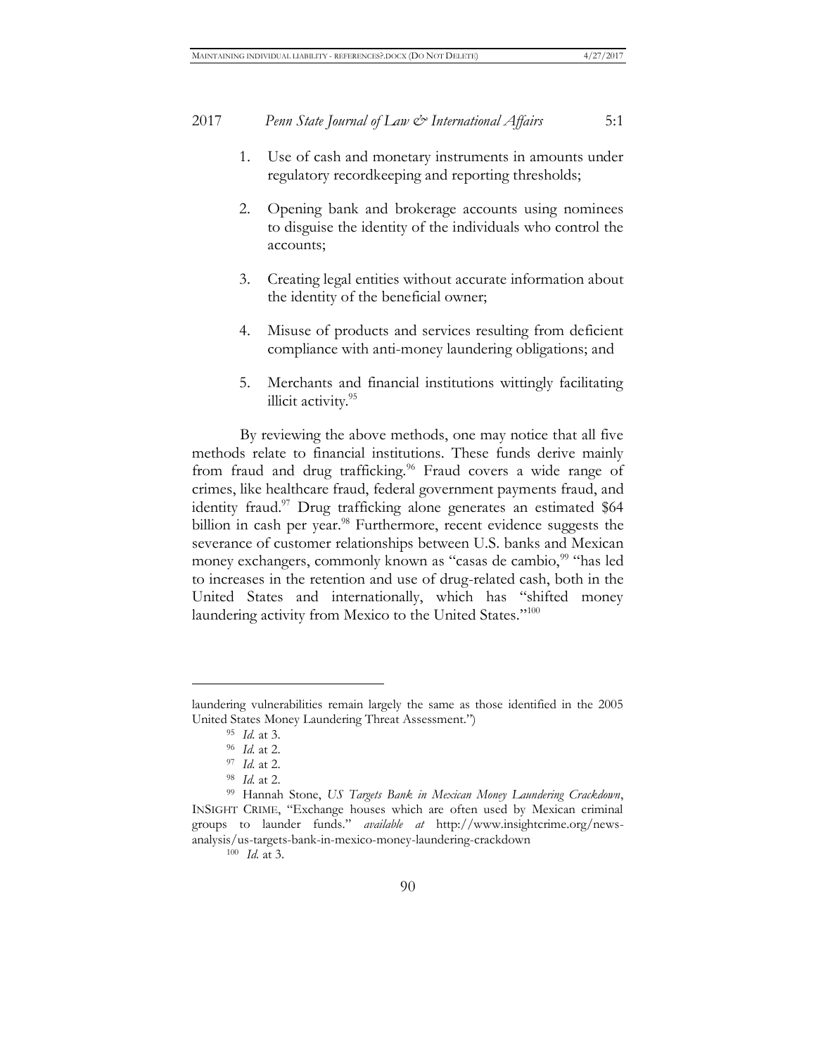1. Use of cash and monetary instruments in amounts under regulatory recordkeeping and reporting thresholds;

2. Opening bank and brokerage accounts using nominees to disguise the identity of the individuals who control the accounts;

3. Creating legal entities without accurate information about the identity of the beneficial owner;

4. Misuse of products and services resulting from deficient compliance with anti-money laundering obligations; and

5. Merchants and financial institutions wittingly facilitating illicit activity.[95]

By reviewing the above methods, one may notice that all five methods relate to financial institutions. These funds derive mainly from fraud and drug trafficking.[96] Fraud covers a wide range of crimes, like healthcare fraud, federal government payments fraud, and identity fraud.[97] Drug trafficking alone generates an estimated $64 billion in cash per year.[98] Furthermore, recent evidence suggests the severance of customer relationships between U.S. banks and Mexican money exchangers, commonly known as "casas de cambio,[99] "has led to increases in the retention and use of drug-related cash, both in the United States and internationally, which has "shifted money laundering activity from Mexico to the United States."[100]

---

laundering vulnerabilities remain largely the same as those identified in the 2005 United States Money Laundering Threat Assessment.")

[95] *Id.* at 3.

[96] *Id.* at 2.

[97] *Id.* at 2.

[98] *Id.* at 2.

[99] Hannah Stone, *US Targets Bank in Mexican Money Laundering Crackdown*, INSIGHT CRIME, "Exchange houses which are often used by Mexican criminal groups to launder funds." *available at* http://www.insightcrime.org/news-analysis/us-targets-bank-in-mexico-money-laundering-crackdown

[100] *Id.* at 3.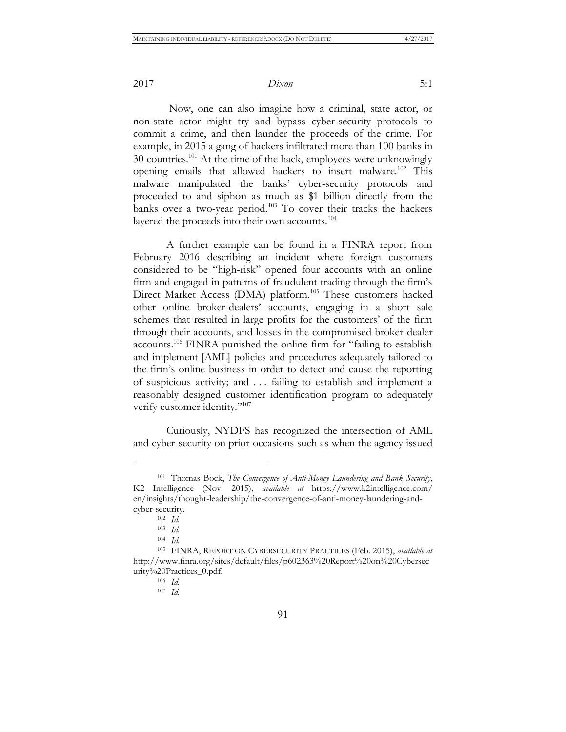Now, one can also imagine how a criminal, state actor, or non-state actor might try and bypass cyber-security protocols to commit a crime, and then launder the proceeds of the crime. For example, in 2015 a gang of hackers infiltrated more than 100 banks in 30 countries.[101] At the time of the hack, employees were unknowingly opening emails that allowed hackers to insert malware.[102] This malware manipulated the banks' cyber-security protocols and proceeded to and siphon as much as $1 billion directly from the banks over a two-year period.[103] To cover their tracks the hackers layered the proceeds into their own accounts.[104]

A further example can be found in a FINRA report from February 2016 describing an incident where foreign customers considered to be "high-risk" opened four accounts with an online firm and engaged in patterns of fraudulent trading through the firm's Direct Market Access (DMA) platform.[105] These customers hacked other online broker-dealers' accounts, engaging in a short sale schemes that resulted in large profits for the customers' of the firm through their accounts, and losses in the compromised broker-dealer accounts.[106] FINRA punished the online firm for "failing to establish and implement [AML] policies and procedures adequately tailored to the firm's online business in order to detect and cause the reporting of suspicious activity; and . . . failing to establish and implement a reasonably designed customer identification program to adequately verify customer identity."[107]

Curiously, NYDFS has recognized the intersection of AML and cyber-security on prior occasions such as when the agency issued

---

[101] Thomas Bock, *The Convergence of Anti-Money Laundering and Bank Security*, K2 Intelligence (Nov. 2015), *available at* https://www.k2intelligence.com/en/insights/thought-leadership/the-convergence-of-anti-money-laundering-and-cyber-security.

[102] *Id.*

[103] *Id.*

[104] *Id.*

[105] FINRA, REPORT ON CYBERSECURITY PRACTICES (Feb. 2015), *available at* http://www.finra.org/sites/default/files/p602363%20Report%20on%20Cybersecurity%20Practices_0.pdf.

[106] *Id.*

[107] *Id.*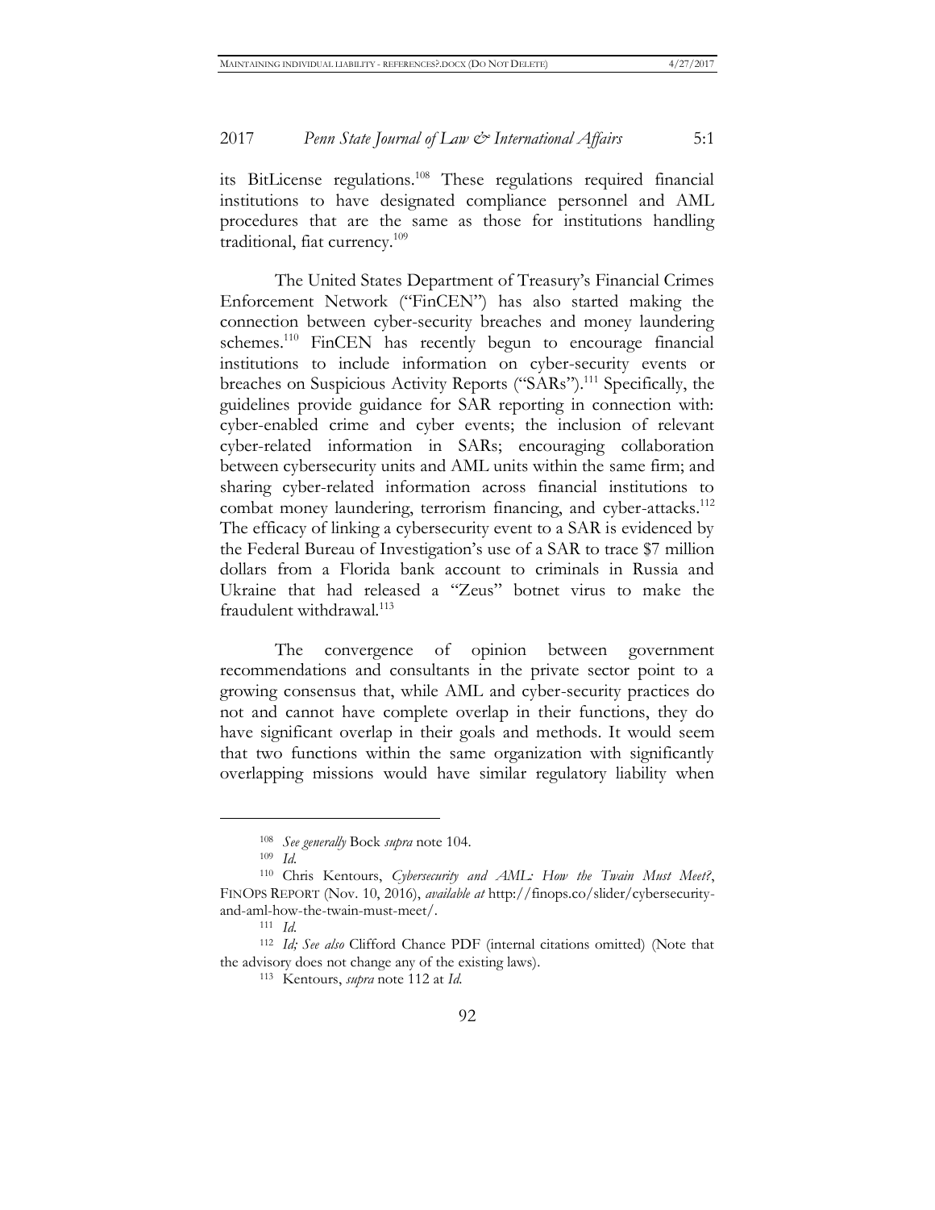its BitLicense regulations.[108] These regulations required financial institutions to have designated compliance personnel and AML procedures that are the same as those for institutions handling traditional, fiat currency.[109]

The United States Department of Treasury's Financial Crimes Enforcement Network ("FinCEN") has also started making the connection between cyber-security breaches and money laundering schemes.[110] FinCEN has recently begun to encourage financial institutions to include information on cyber-security events or breaches on Suspicious Activity Reports ("SARs").[111] Specifically, the guidelines provide guidance for SAR reporting in connection with: cyber-enabled crime and cyber events; the inclusion of relevant cyber-related information in SARs; encouraging collaboration between cybersecurity units and AML units within the same firm; and sharing cyber-related information across financial institutions to combat money laundering, terrorism financing, and cyber-attacks.[112] The efficacy of linking a cybersecurity event to a SAR is evidenced by the Federal Bureau of Investigation's use of a SAR to trace $7 million dollars from a Florida bank account to criminals in Russia and Ukraine that had released a "Zeus" botnet virus to make the fraudulent withdrawal.[113]

The convergence of opinion between government recommendations and consultants in the private sector point to a growing consensus that, while AML and cyber-security practices do not and cannot have complete overlap in their functions, they do have significant overlap in their goals and methods. It would seem that two functions within the same organization with significantly overlapping missions would have similar regulatory liability when

---

[108] *See generally* Bock *supra* note 104.

[109] *Id.*

[110] Chris Kentours, *Cybersecurity and AML: How the Twain Must Meet?*, FINOPS REPORT (Nov. 10, 2016), *available at* http://finops.co/slider/cybersecurity-and-aml-how-the-twain-must-meet/.

[111] *Id.*

[112] *Id; See also* Clifford Chance PDF (internal citations omitted) (Note that the advisory does not change any of the existing laws).

[113] Kentours, *supra* note 112 at *Id.*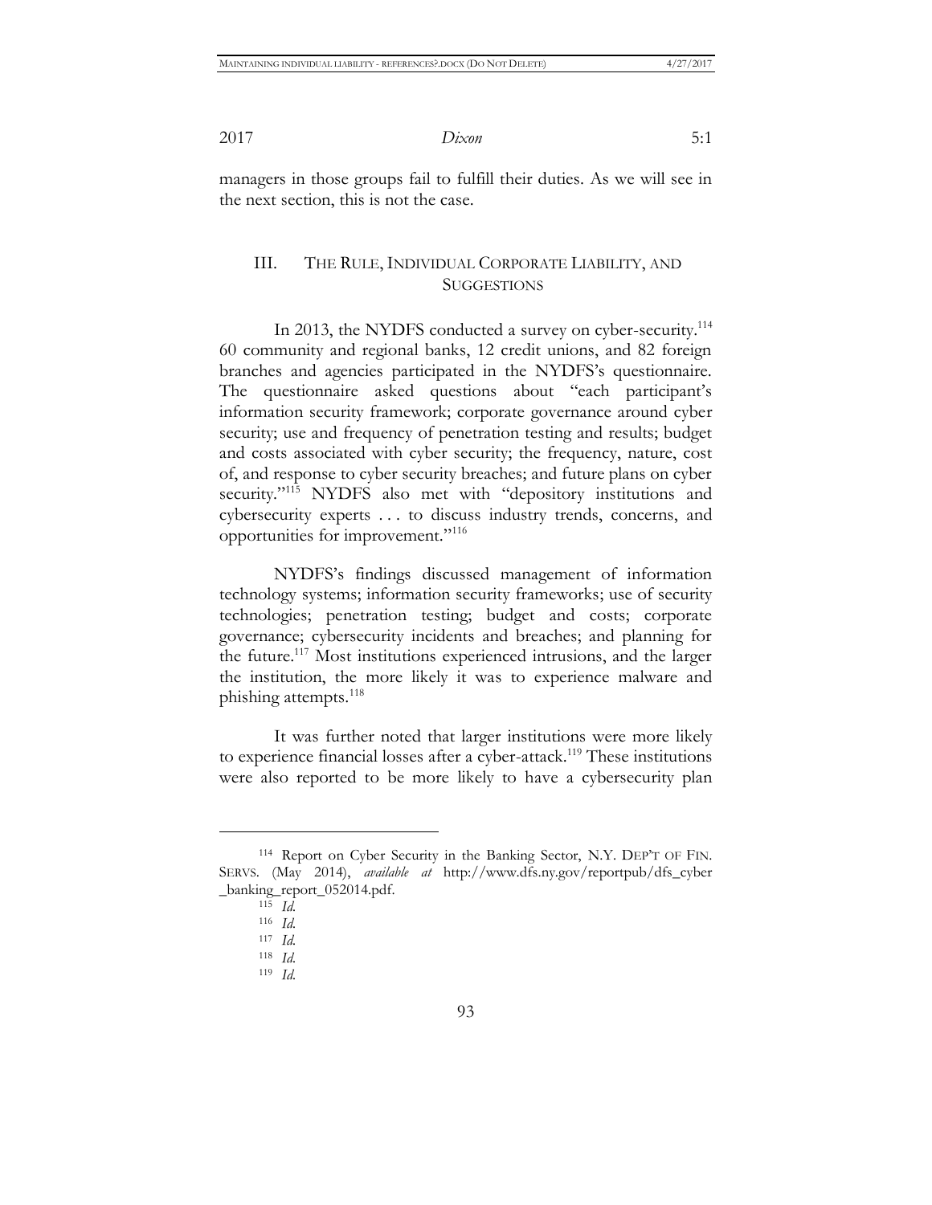managers in those groups fail to fulfill their duties. As we will see in the next section, this is not the case.

## III. THE RULE, INDIVIDUAL CORPORATE LIABILITY, AND SUGGESTIONS

In 2013, the NYDFS conducted a survey on cyber-security.[114] 60 community and regional banks, 12 credit unions, and 82 foreign branches and agencies participated in the NYDFS's questionnaire. The questionnaire asked questions about "each participant's information security framework; corporate governance around cyber security; use and frequency of penetration testing and results; budget and costs associated with cyber security; the frequency, nature, cost of, and response to cyber security breaches; and future plans on cyber security."[115] NYDFS also met with "depository institutions and cybersecurity experts . . . to discuss industry trends, concerns, and opportunities for improvement."[116]

NYDFS's findings discussed management of information technology systems; information security frameworks; use of security technologies; penetration testing; budget and costs; corporate governance; cybersecurity incidents and breaches; and planning for the future.[117] Most institutions experienced intrusions, and the larger the institution, the more likely it was to experience malware and phishing attempts.[118]

It was further noted that larger institutions were more likely to experience financial losses after a cyber-attack.[119] These institutions were also reported to be more likely to have a cybersecurity plan

---

[114] Report on Cyber Security in the Banking Sector, N.Y. DEP'T OF FIN. SERVS. (May 2014), *available at* http://www.dfs.ny.gov/reportpub/dfs_cyber_banking_report_052014.pdf.

[115] *Id.*

[116] *Id.*

[117] *Id.*

[118] *Id.*

[119] *Id.*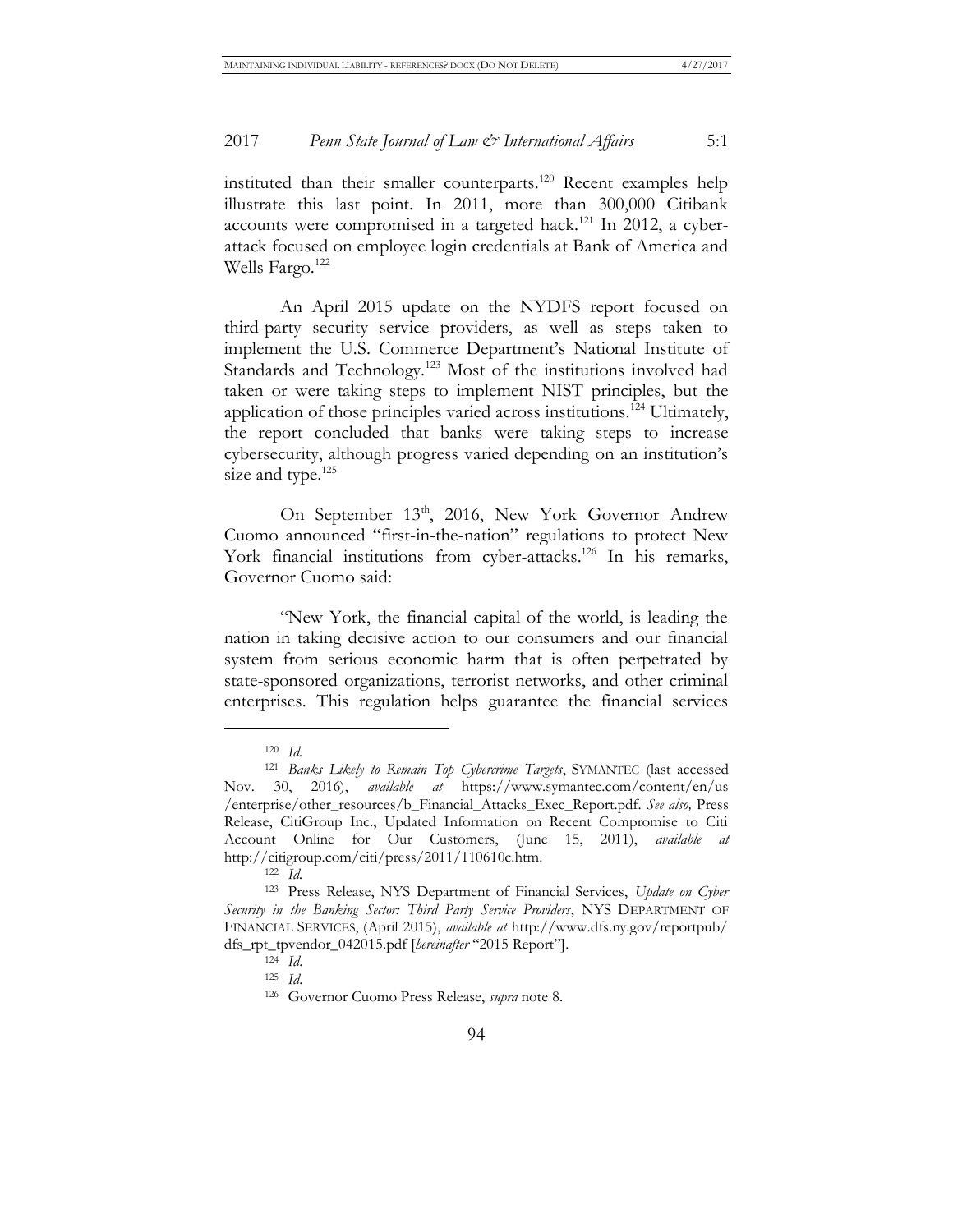instituted than their smaller counterparts.[120] Recent examples help illustrate this last point. In 2011, more than 300,000 Citibank accounts were compromised in a targeted hack.[121] In 2012, a cyber-attack focused on employee login credentials at Bank of America and Wells Fargo.[122]

An April 2015 update on the NYDFS report focused on third-party security service providers, as well as steps taken to implement the U.S. Commerce Department's National Institute of Standards and Technology.[123] Most of the institutions involved had taken or were taking steps to implement NIST principles, but the application of those principles varied across institutions.[124] Ultimately, the report concluded that banks were taking steps to increase cybersecurity, although progress varied depending on an institution's size and type.[125]

On September 13th, 2016, New York Governor Andrew Cuomo announced "first-in-the-nation" regulations to protect New York financial institutions from cyber-attacks.[126] In his remarks, Governor Cuomo said:

"New York, the financial capital of the world, is leading the nation in taking decisive action to our consumers and our financial system from serious economic harm that is often perpetrated by state-sponsored organizations, terrorist networks, and other criminal enterprises. This regulation helps guarantee the financial services

---

[120] *Id.*

[121] *Banks Likely to Remain Top Cybercrime Targets*, SYMANTEC (last accessed Nov. 30, 2016), *available at* https://www.symantec.com/content/en/us/enterprise/other_resources/b_Financial_Attacks_Exec_Report.pdf. *See also,* Press Release, CitiGroup Inc., Updated Information on Recent Compromise to Citi Account Online for Our Customers, (June 15, 2011), *available at* http://citigroup.com/citi/press/2011/110610c.htm.

[122] *Id.*

[123] Press Release, NYS Department of Financial Services, *Update on Cyber Security in the Banking Sector: Third Party Service Providers*, NYS DEPARTMENT OF FINANCIAL SERVICES, (April 2015), *available at* http://www.dfs.ny.gov/reportpub/dfs_rpt_tpvendor_042015.pdf [*hereinafter* "2015 Report"].

[124] *Id.*

[125] *Id.*

[126] Governor Cuomo Press Release, *supra* note 8.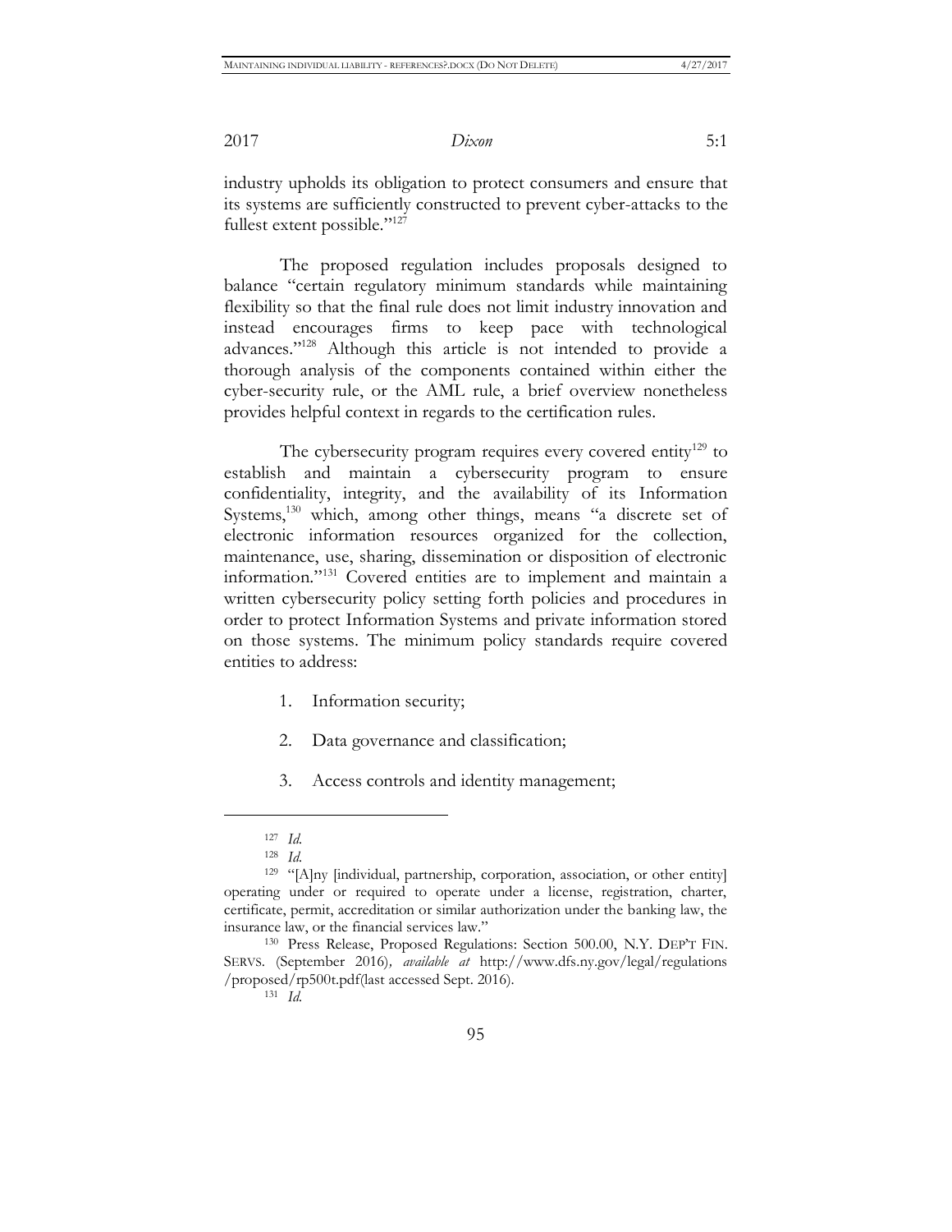industry upholds its obligation to protect consumers and ensure that its systems are sufficiently constructed to prevent cyber-attacks to the fullest extent possible."[127]

The proposed regulation includes proposals designed to balance "certain regulatory minimum standards while maintaining flexibility so that the final rule does not limit industry innovation and instead encourages firms to keep pace with technological advances."[128] Although this article is not intended to provide a thorough analysis of the components contained within either the cyber-security rule, or the AML rule, a brief overview nonetheless provides helpful context in regards to the certification rules.

The cybersecurity program requires every covered entity[129] to establish and maintain a cybersecurity program to ensure confidentiality, integrity, and the availability of its Information Systems,[130] which, among other things, means "a discrete set of electronic information resources organized for the collection, maintenance, use, sharing, dissemination or disposition of electronic information."[131] Covered entities are to implement and maintain a written cybersecurity policy setting forth policies and procedures in order to protect Information Systems and private information stored on those systems. The minimum policy standards require covered entities to address:

1. Information security;

2. Data governance and classification;

3. Access controls and identity management;

---

[127] *Id.*

[128] *Id.*

[129] "[A]ny [individual, partnership, corporation, association, or other entity] operating under or required to operate under a license, registration, charter, certificate, permit, accreditation or similar authorization under the banking law, the insurance law, or the financial services law."

[130] Press Release, Proposed Regulations: Section 500.00, N.Y. DEP'T FIN. SERVS. (September 2016), *available at* http://www.dfs.ny.gov/legal/regulations/proposed/rp500t.pdf(last accessed Sept. 2016).

[131] *Id.*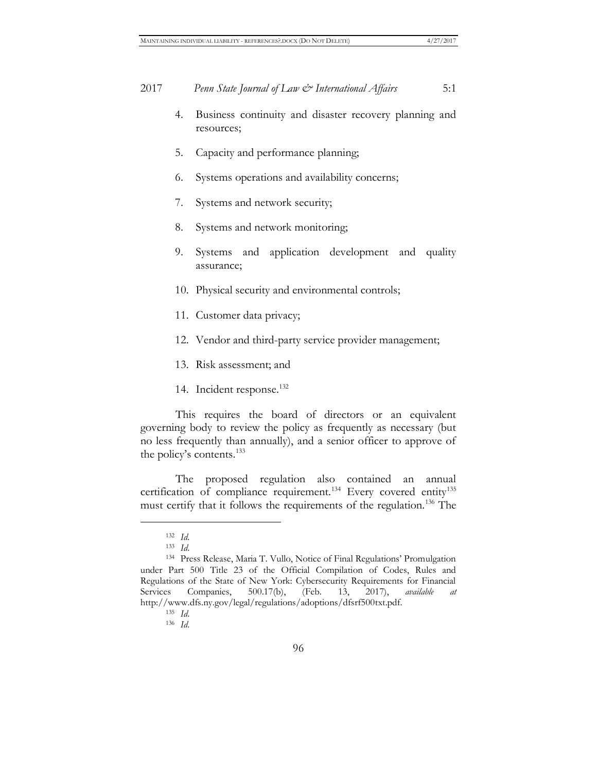4. Business continuity and disaster recovery planning and resources;

5. Capacity and performance planning;

6. Systems operations and availability concerns;

7. Systems and network security;

8. Systems and network monitoring;

9. Systems and application development and quality assurance;

10. Physical security and environmental controls;

11. Customer data privacy;

12. Vendor and third-party service provider management;

13. Risk assessment; and

14. Incident response.[132]

This requires the board of directors or an equivalent governing body to review the policy as frequently as necessary (but no less frequently than annually), and a senior officer to approve of the policy's contents.[133]

The proposed regulation also contained an annual certification of compliance requirement.[134] Every covered entity[135] must certify that it follows the requirements of the regulation.[136] The

---

[132] *Id.*

[133] *Id.*

[134] Press Release, Maria T. Vullo, Notice of Final Regulations' Promulgation under Part 500 Title 23 of the Official Compilation of Codes, Rules and Regulations of the State of New York: Cybersecurity Requirements for Financial Services Companies, 500.17(b), (Feb. 13, 2017), *available at* http://www.dfs.ny.gov/legal/regulations/adoptions/dfsrf500txt.pdf.

[135] *Id.*

[136] *Id.*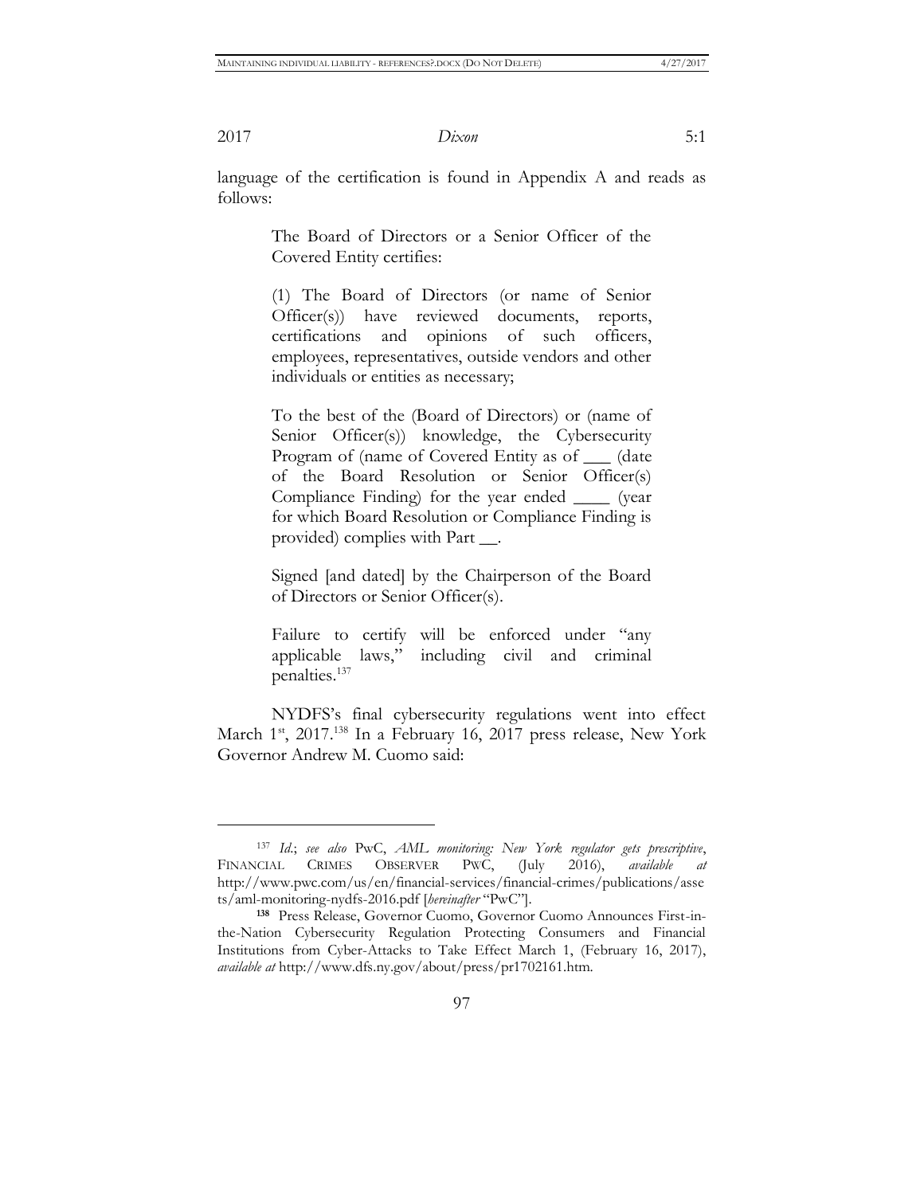language of the certification is found in Appendix A and reads as follows:

> The Board of Directors or a Senior Officer of the Covered Entity certifies:
>
> (1) The Board of Directors (or name of Senior Officer(s)) have reviewed documents, reports, certifications and opinions of such officers, employees, representatives, outside vendors and other individuals or entities as necessary;
>
> To the best of the (Board of Directors) or (name of Senior Officer(s)) knowledge, the Cybersecurity Program of (name of Covered Entity as of ___ (date of the Board Resolution or Senior Officer(s) Compliance Finding) for the year ended ____ (year for which Board Resolution or Compliance Finding is provided) complies with Part __.
>
> Signed [and dated] by the Chairperson of the Board of Directors or Senior Officer(s).
>
> Failure to certify will be enforced under "any applicable laws," including civil and criminal penalties.[137]

NYDFS's final cybersecurity regulations went into effect March 1st, 2017.[138] In a February 16, 2017 press release, New York Governor Andrew M. Cuomo said:

---

[137] *Id.*; *see also* PwC, *AML monitoring: New York regulator gets prescriptive*, FINANCIAL CRIMES OBSERVER PWC, (July 2016), *available at* http://www.pwc.com/us/en/financial-services/financial-crimes/publications/assets/aml-monitoring-nydfs-2016.pdf [*hereinafter* "PwC"].

[138] Press Release, Governor Cuomo, Governor Cuomo Announces First-in-the-Nation Cybersecurity Regulation Protecting Consumers and Financial Institutions from Cyber-Attacks to Take Effect March 1, (February 16, 2017), *available at* http://www.dfs.ny.gov/about/press/pr1702161.htm.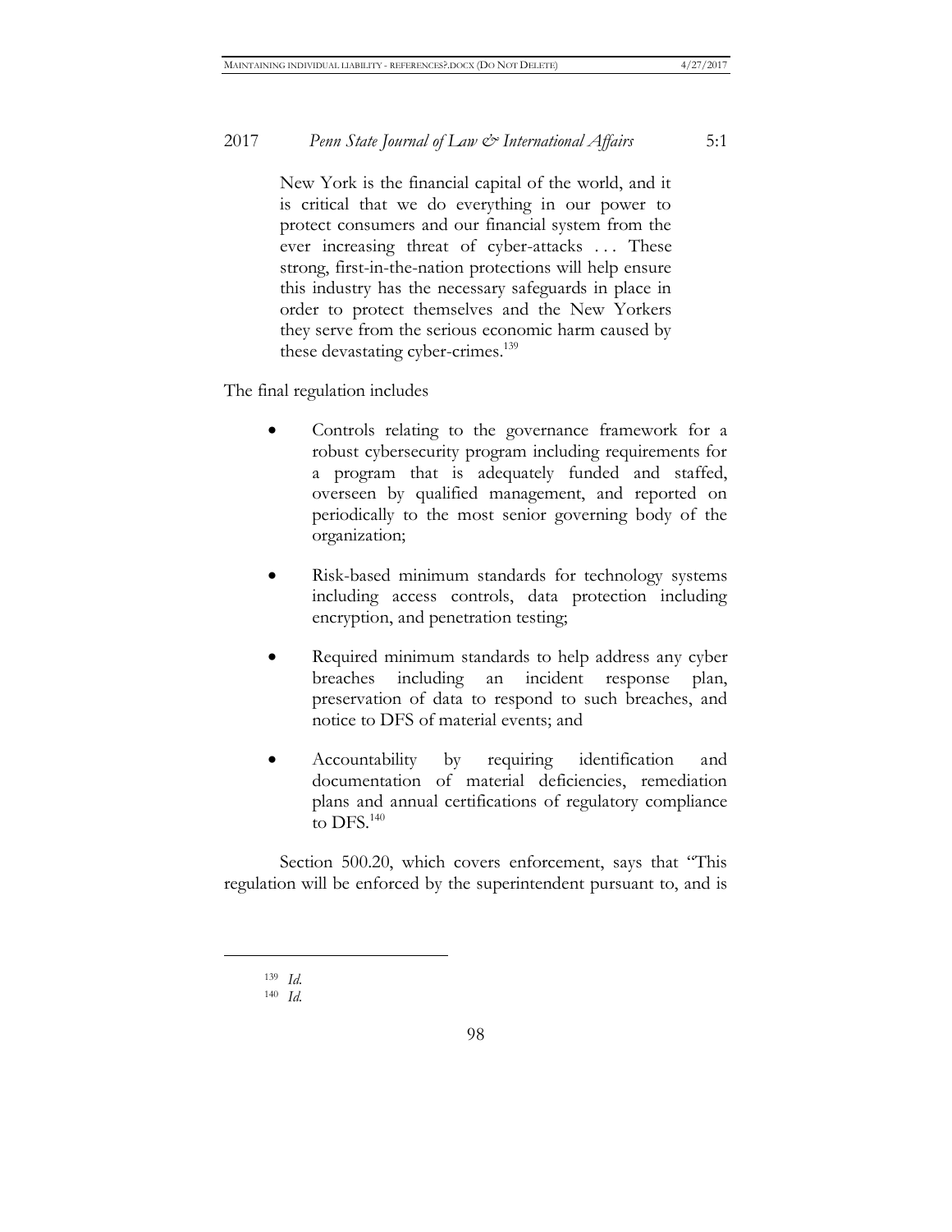> New York is the financial capital of the world, and it is critical that we do everything in our power to protect consumers and our financial system from the ever increasing threat of cyber-attacks . . . These strong, first-in-the-nation protections will help ensure this industry has the necessary safeguards in place in order to protect themselves and the New Yorkers they serve from the serious economic harm caused by these devastating cyber-crimes.[139]

The final regulation includes

- Controls relating to the governance framework for a robust cybersecurity program including requirements for a program that is adequately funded and staffed, overseen by qualified management, and reported on periodically to the most senior governing body of the organization;

- Risk-based minimum standards for technology systems including access controls, data protection including encryption, and penetration testing;

- Required minimum standards to help address any cyber breaches including an incident response plan, preservation of data to respond to such breaches, and notice to DFS of material events; and

- Accountability by requiring identification and documentation of material deficiencies, remediation plans and annual certifications of regulatory compliance to DFS.[140]

Section 500.20, which covers enforcement, says that "This regulation will be enforced by the superintendent pursuant to, and is

---

[139] *Id.*

[140] *Id.*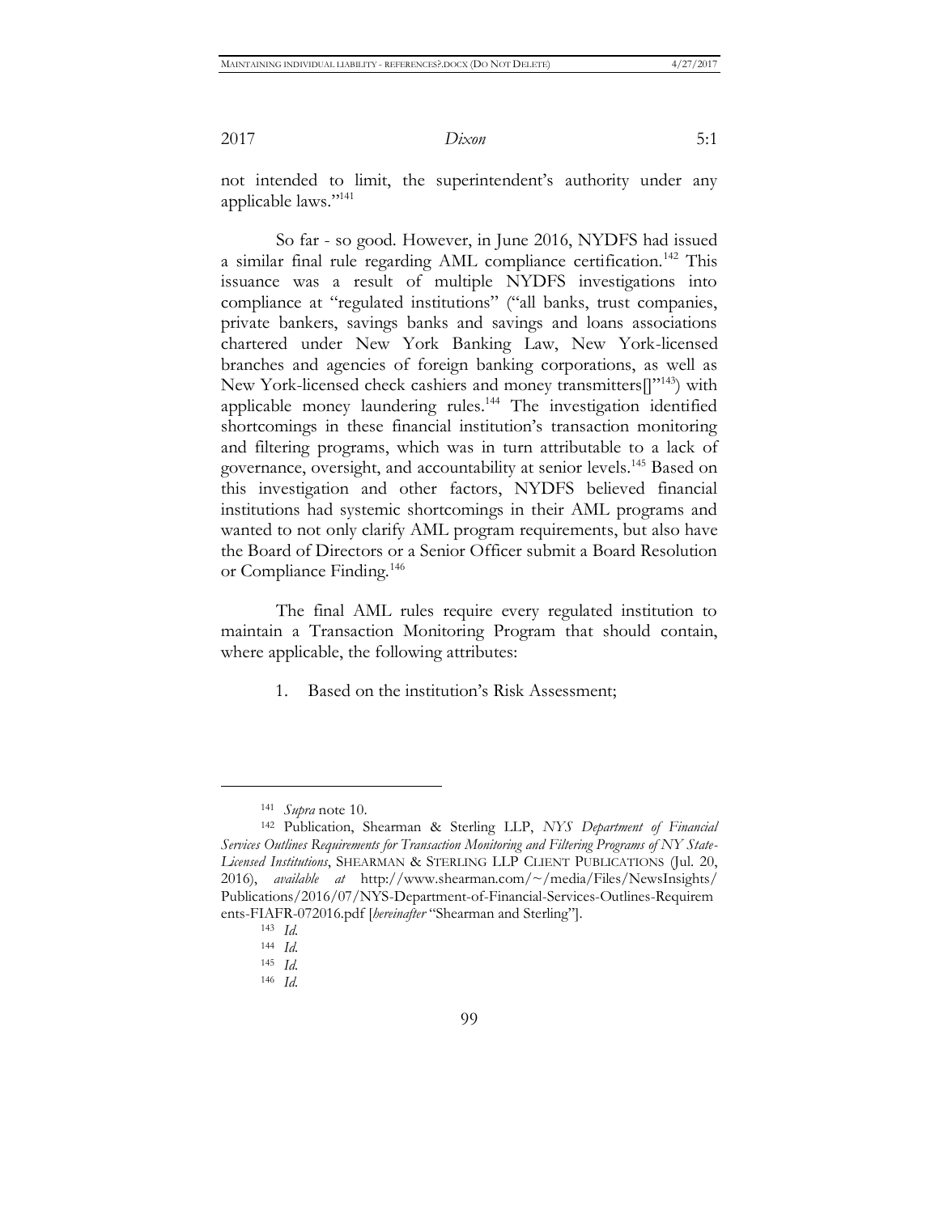not intended to limit, the superintendent's authority under any applicable laws."[141]

So far - so good. However, in June 2016, NYDFS had issued a similar final rule regarding AML compliance certification.[142] This issuance was a result of multiple NYDFS investigations into compliance at "regulated institutions" ("all banks, trust companies, private bankers, savings banks and savings and loans associations chartered under New York Banking Law, New York-licensed branches and agencies of foreign banking corporations, as well as New York-licensed check cashiers and money transmitters[]"[143]) with applicable money laundering rules.[144] The investigation identified shortcomings in these financial institution's transaction monitoring and filtering programs, which was in turn attributable to a lack of governance, oversight, and accountability at senior levels.[145] Based on this investigation and other factors, NYDFS believed financial institutions had systemic shortcomings in their AML programs and wanted to not only clarify AML program requirements, but also have the Board of Directors or a Senior Officer submit a Board Resolution or Compliance Finding.[146]

The final AML rules require every regulated institution to maintain a Transaction Monitoring Program that should contain, where applicable, the following attributes:

1. Based on the institution's Risk Assessment;

---

[141] *Supra* note 10.

[142] Publication, Shearman & Sterling LLP, *NYS Department of Financial Services Outlines Requirements for Transaction Monitoring and Filtering Programs of NY State-Licensed Institutions*, SHEARMAN & STERLING LLP CLIENT PUBLICATIONS (Jul. 20, 2016), *available at* http://www.shearman.com/~/media/Files/NewsInsights/Publications/2016/07/NYS-Department-of-Financial-Services-Outlines-Requirements-FIAFR-072016.pdf [*hereinafter* "Shearman and Sterling"].

[143] *Id.*

[144] *Id.*

[145] *Id.*

[146] *Id.*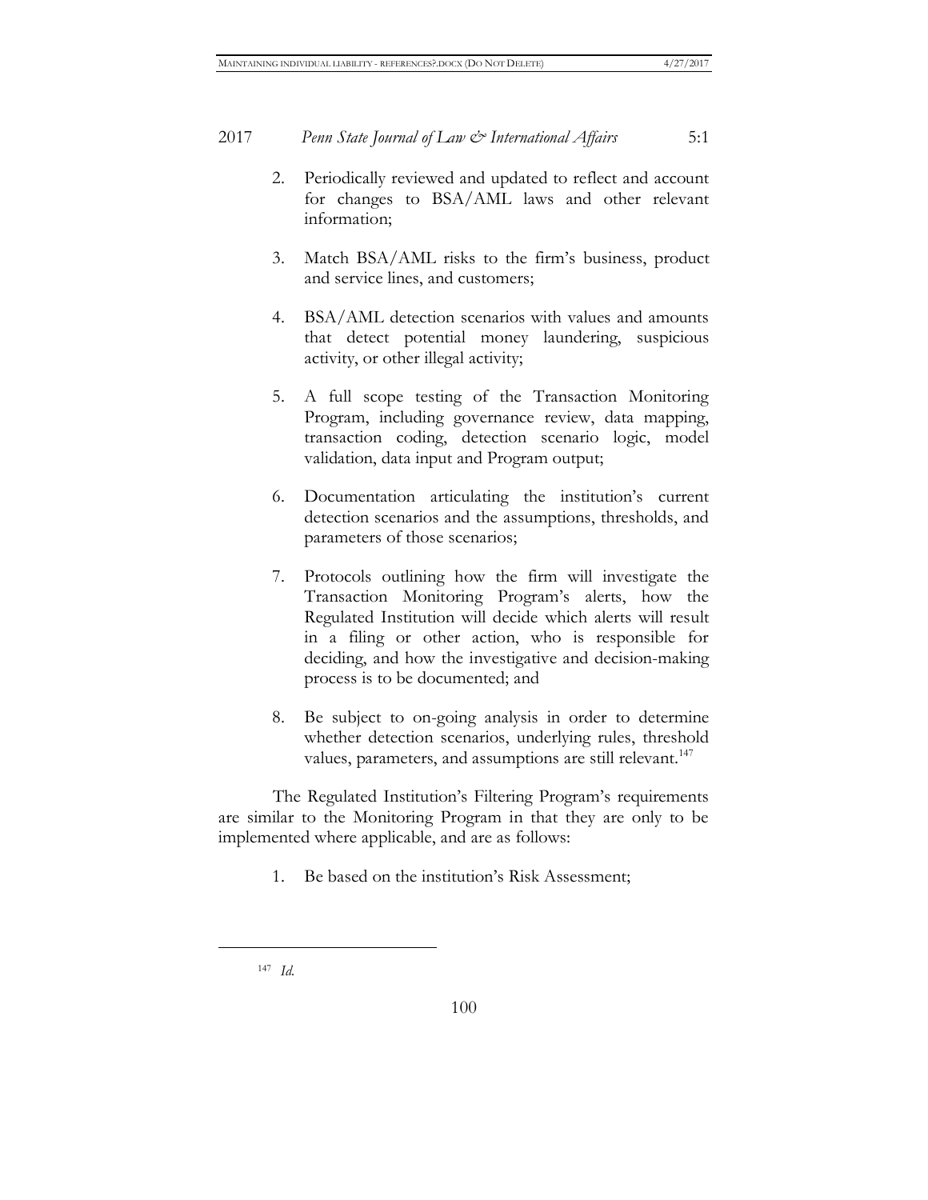2. Periodically reviewed and updated to reflect and account for changes to BSA/AML laws and other relevant information;

3. Match BSA/AML risks to the firm's business, product and service lines, and customers;

4. BSA/AML detection scenarios with values and amounts that detect potential money laundering, suspicious activity, or other illegal activity;

5. A full scope testing of the Transaction Monitoring Program, including governance review, data mapping, transaction coding, detection scenario logic, model validation, data input and Program output;

6. Documentation articulating the institution's current detection scenarios and the assumptions, thresholds, and parameters of those scenarios;

7. Protocols outlining how the firm will investigate the Transaction Monitoring Program's alerts, how the Regulated Institution will decide which alerts will result in a filing or other action, who is responsible for deciding, and how the investigative and decision-making process is to be documented; and

8. Be subject to on-going analysis in order to determine whether detection scenarios, underlying rules, threshold values, parameters, and assumptions are still relevant.[147]

The Regulated Institution's Filtering Program's requirements are similar to the Monitoring Program in that they are only to be implemented where applicable, and are as follows:

1. Be based on the institution's Risk Assessment;

---

[147] *Id.*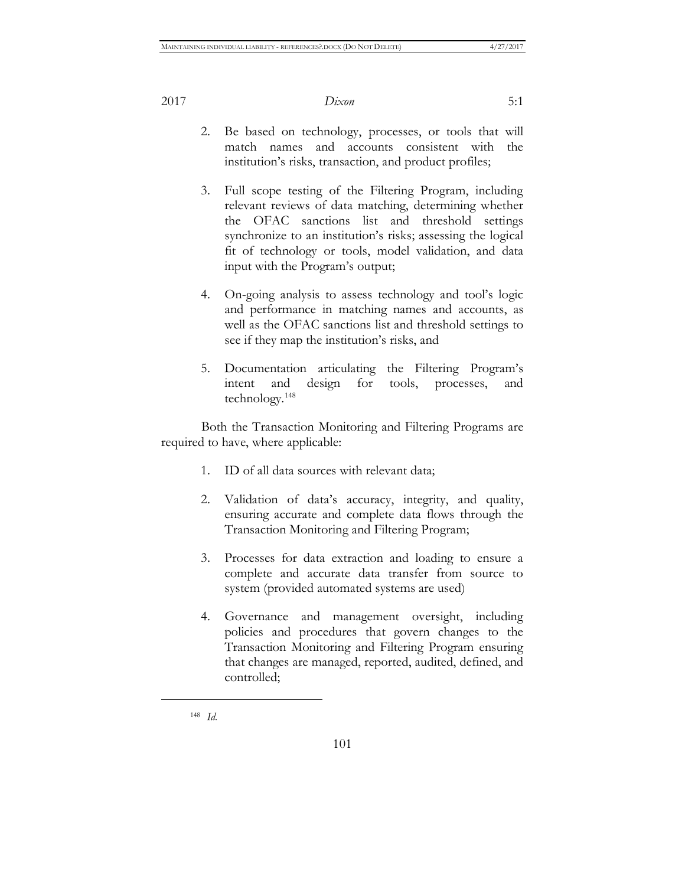2. Be based on technology, processes, or tools that will match names and accounts consistent with the institution's risks, transaction, and product profiles;

3. Full scope testing of the Filtering Program, including relevant reviews of data matching, determining whether the OFAC sanctions list and threshold settings synchronize to an institution's risks; assessing the logical fit of technology or tools, model validation, and data input with the Program's output;

4. On-going analysis to assess technology and tool's logic and performance in matching names and accounts, as well as the OFAC sanctions list and threshold settings to see if they map the institution's risks, and

5. Documentation articulating the Filtering Program's intent and design for tools, processes, and technology.[148]

Both the Transaction Monitoring and Filtering Programs are required to have, where applicable:

1. ID of all data sources with relevant data;

2. Validation of data's accuracy, integrity, and quality, ensuring accurate and complete data flows through the Transaction Monitoring and Filtering Program;

3. Processes for data extraction and loading to ensure a complete and accurate data transfer from source to system (provided automated systems are used)

4. Governance and management oversight, including policies and procedures that govern changes to the Transaction Monitoring and Filtering Program ensuring that changes are managed, reported, audited, defined, and controlled;

---

[148] *Id.*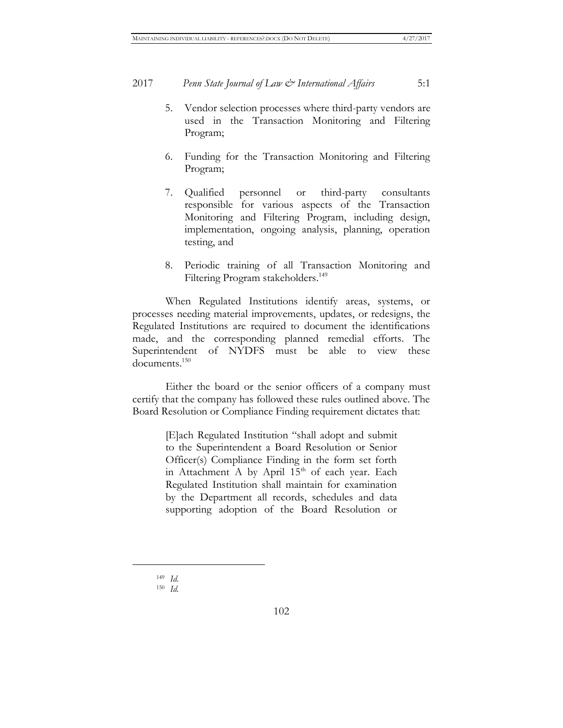5. Vendor selection processes where third-party vendors are used in the Transaction Monitoring and Filtering Program;

6. Funding for the Transaction Monitoring and Filtering Program;

7. Qualified personnel or third-party consultants responsible for various aspects of the Transaction Monitoring and Filtering Program, including design, implementation, ongoing analysis, planning, operation testing, and

8. Periodic training of all Transaction Monitoring and Filtering Program stakeholders.[149]

When Regulated Institutions identify areas, systems, or processes needing material improvements, updates, or redesigns, the Regulated Institutions are required to document the identifications made, and the corresponding planned remedial efforts. The Superintendent of NYDFS must be able to view these documents.[150]

Either the board or the senior officers of a company must certify that the company has followed these rules outlined above. The Board Resolution or Compliance Finding requirement dictates that:

> [E]ach Regulated Institution "shall adopt and submit to the Superintendent a Board Resolution or Senior Officer(s) Compliance Finding in the form set forth in Attachment A by April 15th of each year. Each Regulated Institution shall maintain for examination by the Department all records, schedules and data supporting adoption of the Board Resolution or

---

[149] *Id.*

[150] *Id.*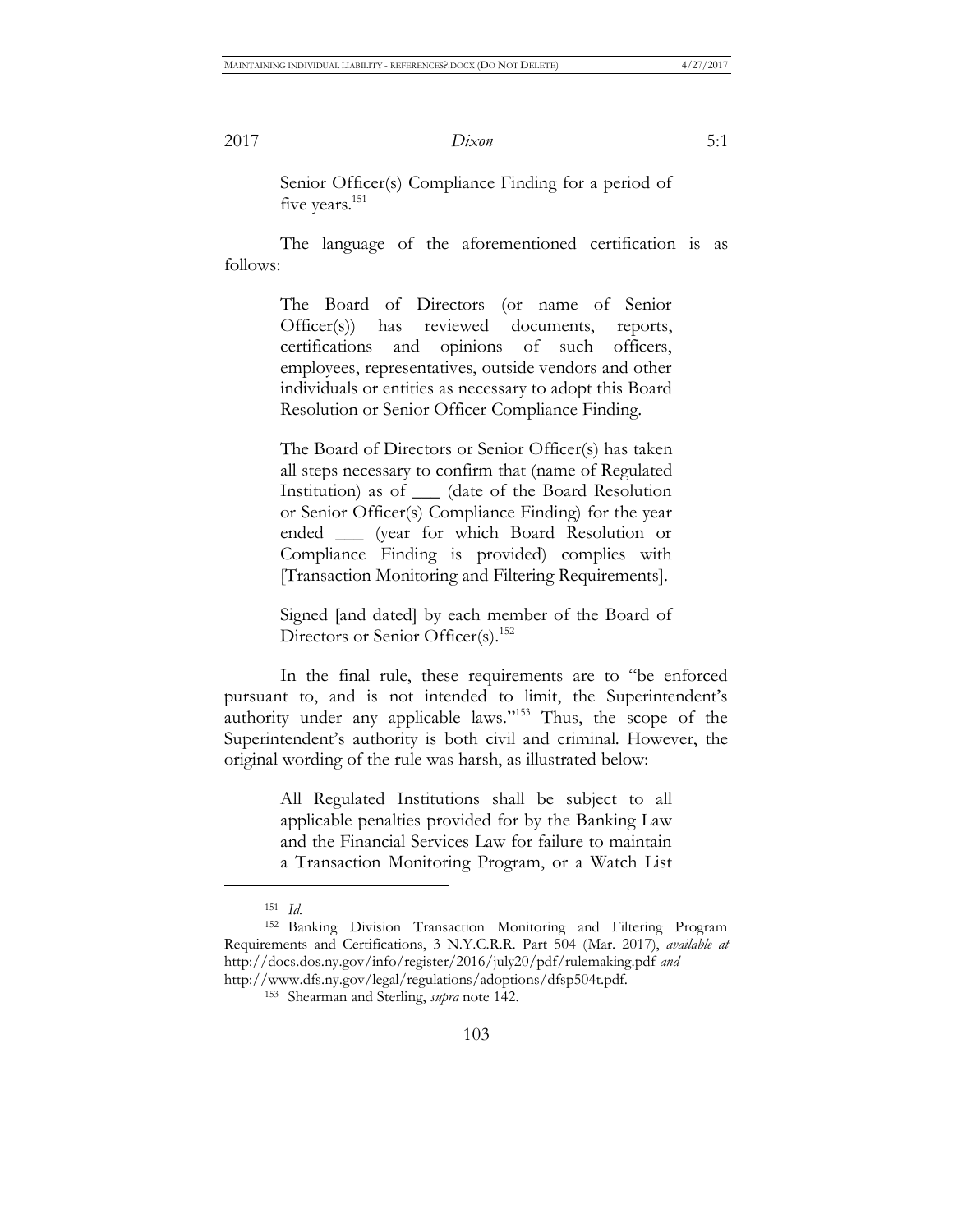> Senior Officer(s) Compliance Finding for a period of five years.[151]

The language of the aforementioned certification is as follows:

> The Board of Directors (or name of Senior Officer(s)) has reviewed documents, reports, certifications and opinions of such officers, employees, representatives, outside vendors and other individuals or entities as necessary to adopt this Board Resolution or Senior Officer Compliance Finding.
>
> The Board of Directors or Senior Officer(s) has taken all steps necessary to confirm that (name of Regulated Institution) as of ___ (date of the Board Resolution or Senior Officer(s) Compliance Finding) for the year ended ___ (year for which Board Resolution or Compliance Finding is provided) complies with [Transaction Monitoring and Filtering Requirements].
>
> Signed [and dated] by each member of the Board of Directors or Senior Officer(s).[152]

In the final rule, these requirements are to "be enforced pursuant to, and is not intended to limit, the Superintendent's authority under any applicable laws."[153] Thus, the scope of the Superintendent's authority is both civil and criminal. However, the original wording of the rule was harsh, as illustrated below:

> All Regulated Institutions shall be subject to all applicable penalties provided for by the Banking Law and the Financial Services Law for failure to maintain a Transaction Monitoring Program, or a Watch List

---

[151] *Id.*

[152] Banking Division Transaction Monitoring and Filtering Program Requirements and Certifications, 3 N.Y.C.R.R. Part 504 (Mar. 2017), *available at* http://docs.dos.ny.gov/info/register/2016/july20/pdf/rulemaking.pdf *and* http://www.dfs.ny.gov/legal/regulations/adoptions/dfsp504t.pdf.

[153] Shearman and Sterling, *supra* note 142.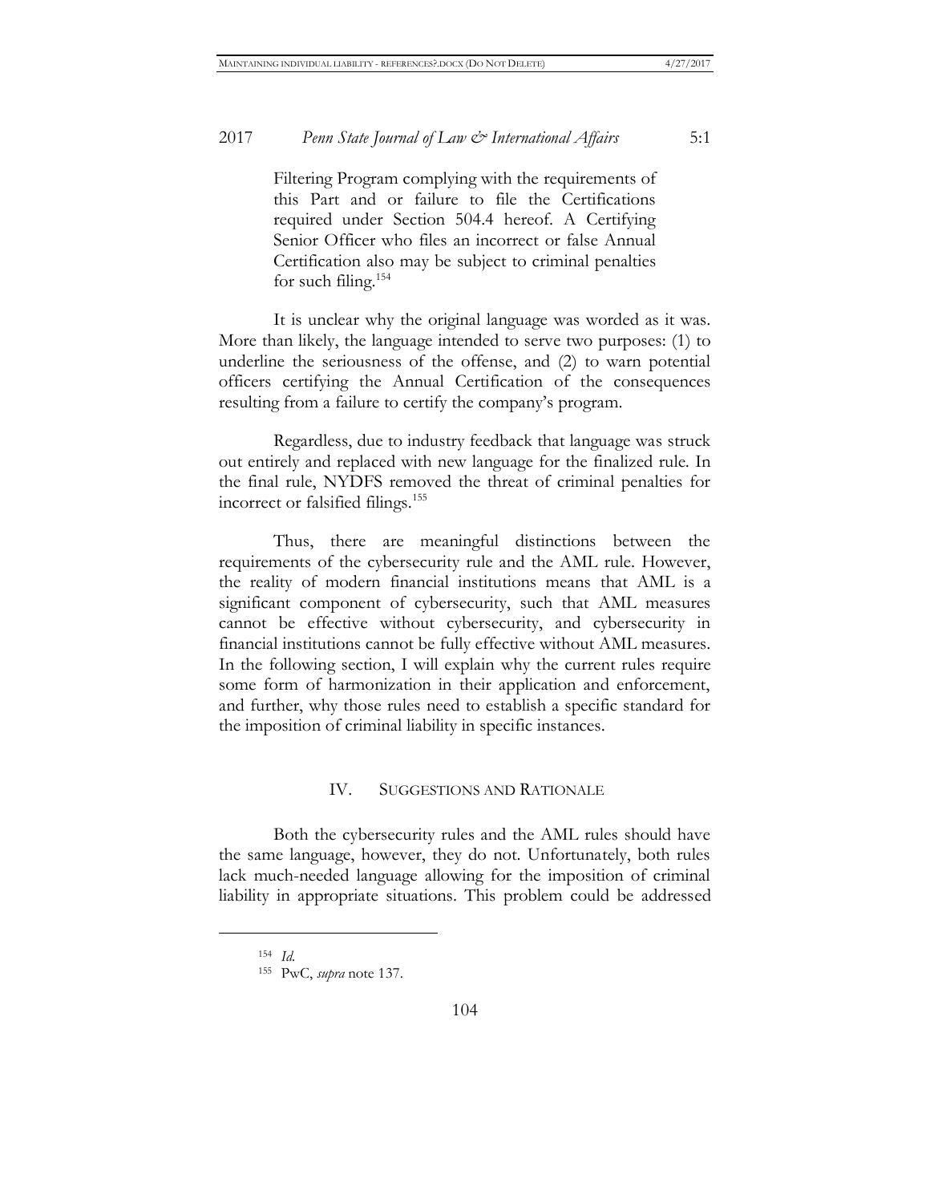> Filtering Program complying with the requirements of this Part and or failure to file the Certifications required under Section 504.4 hereof. A Certifying Senior Officer who files an incorrect or false Annual Certification also may be subject to criminal penalties for such filing.[154]

It is unclear why the original language was worded as it was. More than likely, the language intended to serve two purposes: (1) to underline the seriousness of the offense, and (2) to warn potential officers certifying the Annual Certification of the consequences resulting from a failure to certify the company's program.

Regardless, due to industry feedback that language was struck out entirely and replaced with new language for the finalized rule. In the final rule, NYDFS removed the threat of criminal penalties for incorrect or falsified filings.[155]

Thus, there are meaningful distinctions between the requirements of the cybersecurity rule and the AML rule. However, the reality of modern financial institutions means that AML is a significant component of cybersecurity, such that AML measures cannot be effective without cybersecurity, and cybersecurity in financial institutions cannot be fully effective without AML measures. In the following section, I will explain why the current rules require some form of harmonization in their application and enforcement, and further, why those rules need to establish a specific standard for the imposition of criminal liability in specific instances.

## IV. Suggestions and Rationale

Both the cybersecurity rules and the AML rules should have the same language, however, they do not. Unfortunately, both rules lack much-needed language allowing for the imposition of criminal liability in appropriate situations. This problem could be addressed

---

[154] *Id.*

[155] PwC, *supra* note 137.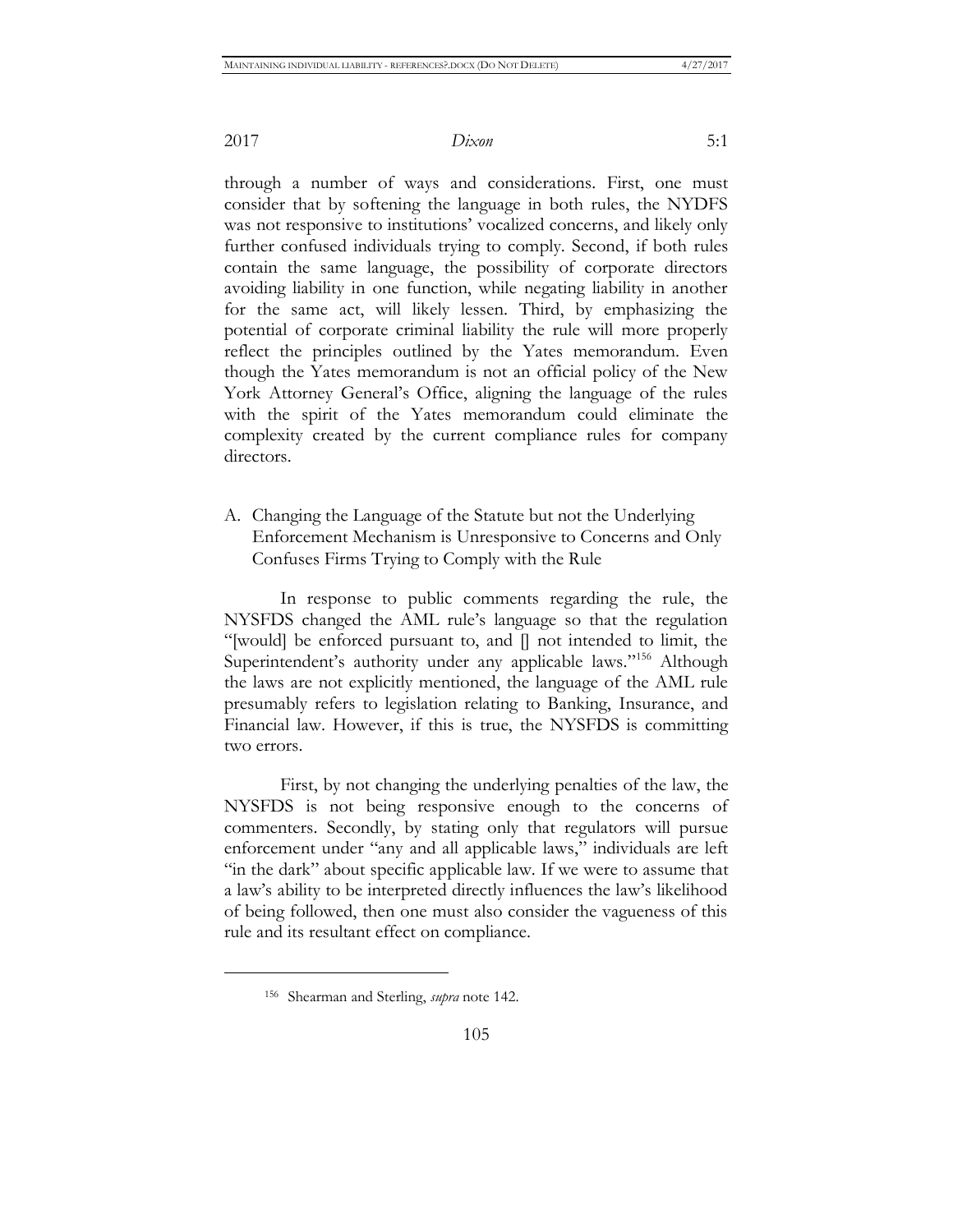through a number of ways and considerations. First, one must consider that by softening the language in both rules, the NYDFS was not responsive to institutions' vocalized concerns, and likely only further confused individuals trying to comply. Second, if both rules contain the same language, the possibility of corporate directors avoiding liability in one function, while negating liability in another for the same act, will likely lessen. Third, by emphasizing the potential of corporate criminal liability the rule will more properly reflect the principles outlined by the Yates memorandum. Even though the Yates memorandum is not an official policy of the New York Attorney General's Office, aligning the language of the rules with the spirit of the Yates memorandum could eliminate the complexity created by the current compliance rules for company directors.

## A. Changing the Language of the Statute but not the Underlying Enforcement Mechanism is Unresponsive to Concerns and Only Confuses Firms Trying to Comply with the Rule

In response to public comments regarding the rule, the NYSFDS changed the AML rule's language so that the regulation "[would] be enforced pursuant to, and [] not intended to limit, the Superintendent's authority under any applicable laws."[156] Although the laws are not explicitly mentioned, the language of the AML rule presumably refers to legislation relating to Banking, Insurance, and Financial law. However, if this is true, the NYSFDS is committing two errors.

First, by not changing the underlying penalties of the law, the NYSFDS is not being responsive enough to the concerns of commenters. Secondly, by stating only that regulators will pursue enforcement under "any and all applicable laws," individuals are left "in the dark" about specific applicable law. If we were to assume that a law's ability to be interpreted directly influences the law's likelihood of being followed, then one must also consider the vagueness of this rule and its resultant effect on compliance.

[156] Shearman and Sterling, *supra* note 142.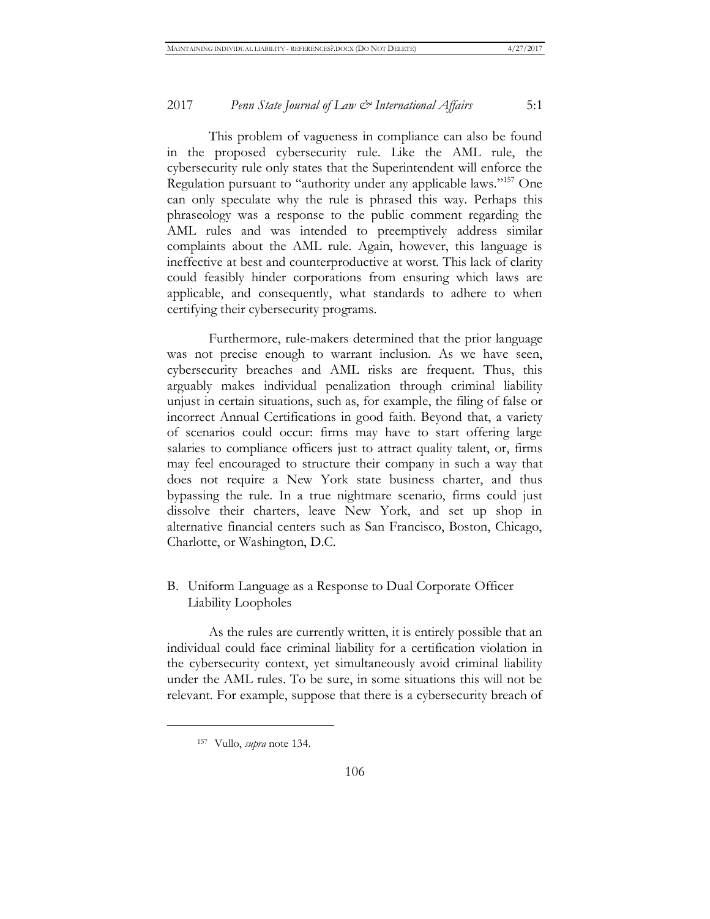This problem of vagueness in compliance can also be found in the proposed cybersecurity rule. Like the AML rule, the cybersecurity rule only states that the Superintendent will enforce the Regulation pursuant to "authority under any applicable laws."[157] One can only speculate why the rule is phrased this way. Perhaps this phraseology was a response to the public comment regarding the AML rules and was intended to preemptively address similar complaints about the AML rule. Again, however, this language is ineffective at best and counterproductive at worst. This lack of clarity could feasibly hinder corporations from ensuring which laws are applicable, and consequently, what standards to adhere to when certifying their cybersecurity programs.

Furthermore, rule-makers determined that the prior language was not precise enough to warrant inclusion. As we have seen, cybersecurity breaches and AML risks are frequent. Thus, this arguably makes individual penalization through criminal liability unjust in certain situations, such as, for example, the filing of false or incorrect Annual Certifications in good faith. Beyond that, a variety of scenarios could occur: firms may have to start offering large salaries to compliance officers just to attract quality talent, or, firms may feel encouraged to structure their company in such a way that does not require a New York state business charter, and thus bypassing the rule. In a true nightmare scenario, firms could just dissolve their charters, leave New York, and set up shop in alternative financial centers such as San Francisco, Boston, Chicago, Charlotte, or Washington, D.C.

## B. Uniform Language as a Response to Dual Corporate Officer Liability Loopholes

As the rules are currently written, it is entirely possible that an individual could face criminal liability for a certification violation in the cybersecurity context, yet simultaneously avoid criminal liability under the AML rules. To be sure, in some situations this will not be relevant. For example, suppose that there is a cybersecurity breach of

---

[157] Vullo, *supra* note 134.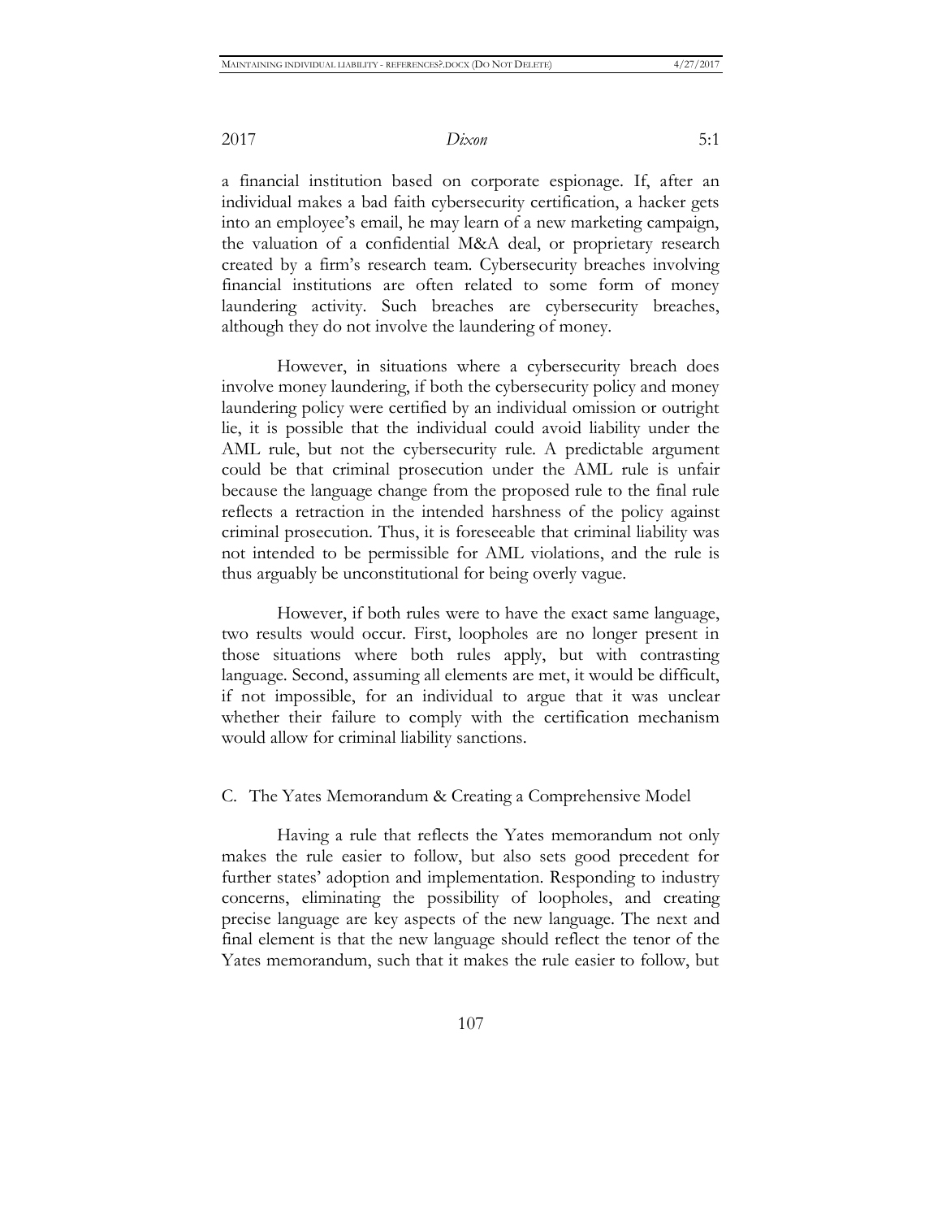a financial institution based on corporate espionage. If, after an individual makes a bad faith cybersecurity certification, a hacker gets into an employee's email, he may learn of a new marketing campaign, the valuation of a confidential M&A deal, or proprietary research created by a firm's research team. Cybersecurity breaches involving financial institutions are often related to some form of money laundering activity. Such breaches are cybersecurity breaches, although they do not involve the laundering of money.

However, in situations where a cybersecurity breach does involve money laundering, if both the cybersecurity policy and money laundering policy were certified by an individual omission or outright lie, it is possible that the individual could avoid liability under the AML rule, but not the cybersecurity rule. A predictable argument could be that criminal prosecution under the AML rule is unfair because the language change from the proposed rule to the final rule reflects a retraction in the intended harshness of the policy against criminal prosecution. Thus, it is foreseeable that criminal liability was not intended to be permissible for AML violations, and the rule is thus arguably be unconstitutional for being overly vague.

However, if both rules were to have the exact same language, two results would occur. First, loopholes are no longer present in those situations where both rules apply, but with contrasting language. Second, assuming all elements are met, it would be difficult, if not impossible, for an individual to argue that it was unclear whether their failure to comply with the certification mechanism would allow for criminal liability sanctions.

### C. The Yates Memorandum & Creating a Comprehensive Model

Having a rule that reflects the Yates memorandum not only makes the rule easier to follow, but also sets good precedent for further states' adoption and implementation. Responding to industry concerns, eliminating the possibility of loopholes, and creating precise language are key aspects of the new language. The next and final element is that the new language should reflect the tenor of the Yates memorandum, such that it makes the rule easier to follow, but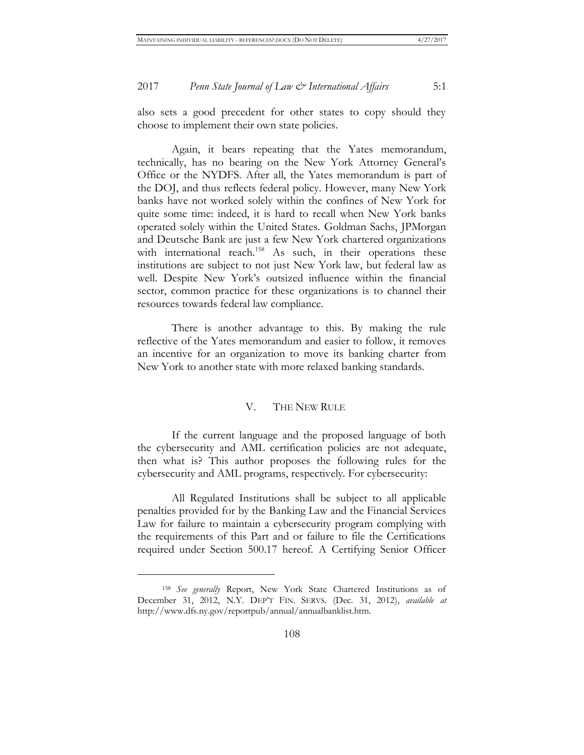also sets a good precedent for other states to copy should they choose to implement their own state policies.

Again, it bears repeating that the Yates memorandum, technically, has no bearing on the New York Attorney General's Office or the NYDFS. After all, the Yates memorandum is part of the DOJ, and thus reflects federal policy. However, many New York banks have not worked solely within the confines of New York for quite some time: indeed, it is hard to recall when New York banks operated solely within the United States. Goldman Sachs, JPMorgan and Deutsche Bank are just a few New York chartered organizations with international reach.[158] As such, in their operations these institutions are subject to not just New York law, but federal law as well. Despite New York's outsized influence within the financial sector, common practice for these organizations is to channel their resources towards federal law compliance.

There is another advantage to this. By making the rule reflective of the Yates memorandum and easier to follow, it removes an incentive for an organization to move its banking charter from New York to another state with more relaxed banking standards.

## V. THE NEW RULE

If the current language and the proposed language of both the cybersecurity and AML certification policies are not adequate, then what is? This author proposes the following rules for the cybersecurity and AML programs, respectively. For cybersecurity:

All Regulated Institutions shall be subject to all applicable penalties provided for by the Banking Law and the Financial Services Law for failure to maintain a cybersecurity program complying with the requirements of this Part and or failure to file the Certifications required under Section 500.17 hereof. A Certifying Senior Officer

---

[158] *See generally* Report, New York State Chartered Institutions as of December 31, 2012, N.Y. DEP'T FIN. SERVS. (Dec. 31, 2012), *available at* http://www.dfs.ny.gov/reportpub/annual/annualbanklist.htm.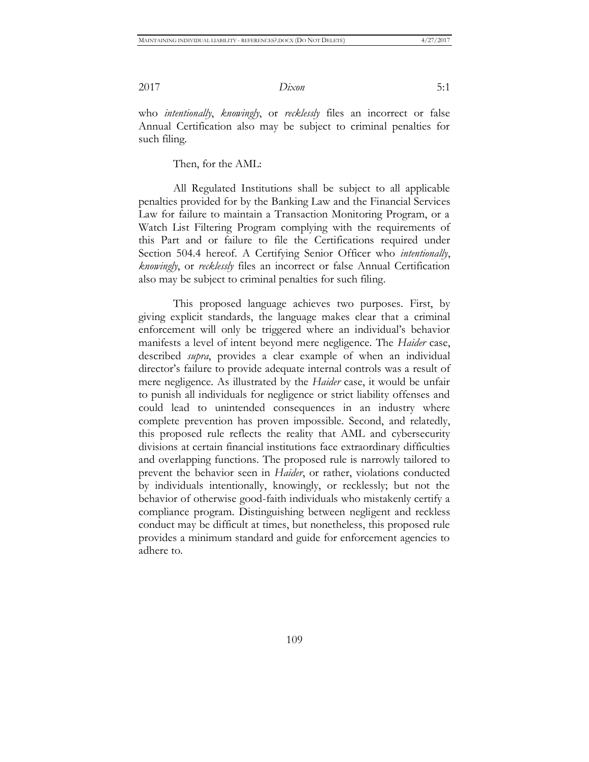who *intentionally*, *knowingly*, or *recklessly* files an incorrect or false Annual Certification also may be subject to criminal penalties for such filing.

Then, for the AML:

> All Regulated Institutions shall be subject to all applicable penalties provided for by the Banking Law and the Financial Services Law for failure to maintain a Transaction Monitoring Program, or a Watch List Filtering Program complying with the requirements of this Part and or failure to file the Certifications required under Section 504.4 hereof. A Certifying Senior Officer who *intentionally*, *knowingly*, or *recklessly* files an incorrect or false Annual Certification also may be subject to criminal penalties for such filing.

This proposed language achieves two purposes. First, by giving explicit standards, the language makes clear that a criminal enforcement will only be triggered where an individual's behavior manifests a level of intent beyond mere negligence. The *Haider* case, described *supra*, provides a clear example of when an individual director's failure to provide adequate internal controls was a result of mere negligence. As illustrated by the *Haider* case, it would be unfair to punish all individuals for negligence or strict liability offenses and could lead to unintended consequences in an industry where complete prevention has proven impossible. Second, and relatedly, this proposed rule reflects the reality that AML and cybersecurity divisions at certain financial institutions face extraordinary difficulties and overlapping functions. The proposed rule is narrowly tailored to prevent the behavior seen in *Haider*, or rather, violations conducted by individuals intentionally, knowingly, or recklessly; but not the behavior of otherwise good-faith individuals who mistakenly certify a compliance program. Distinguishing between negligent and reckless conduct may be difficult at times, but nonetheless, this proposed rule provides a minimum standard and guide for enforcement agencies to adhere to.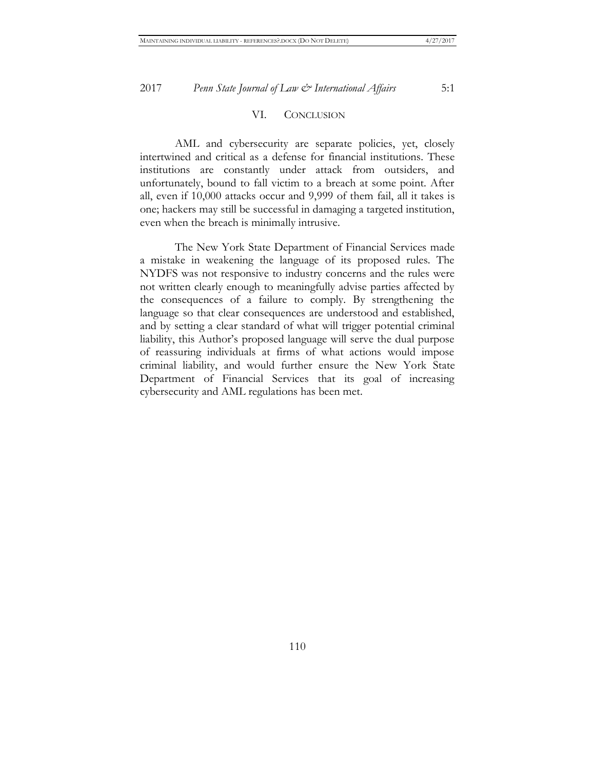## VI. CONCLUSION

AML and cybersecurity are separate policies, yet, closely intertwined and critical as a defense for financial institutions. These institutions are constantly under attack from outsiders, and unfortunately, bound to fall victim to a breach at some point. After all, even if 10,000 attacks occur and 9,999 of them fail, all it takes is one; hackers may still be successful in damaging a targeted institution, even when the breach is minimally intrusive.

The New York State Department of Financial Services made a mistake in weakening the language of its proposed rules. The NYDFS was not responsive to industry concerns and the rules were not written clearly enough to meaningfully advise parties affected by the consequences of a failure to comply. By strengthening the language so that clear consequences are understood and established, and by setting a clear standard of what will trigger potential criminal liability, this Author's proposed language will serve the dual purpose of reassuring individuals at firms of what actions would impose criminal liability, and would further ensure the New York State Department of Financial Services that its goal of increasing cybersecurity and AML regulations has been met.